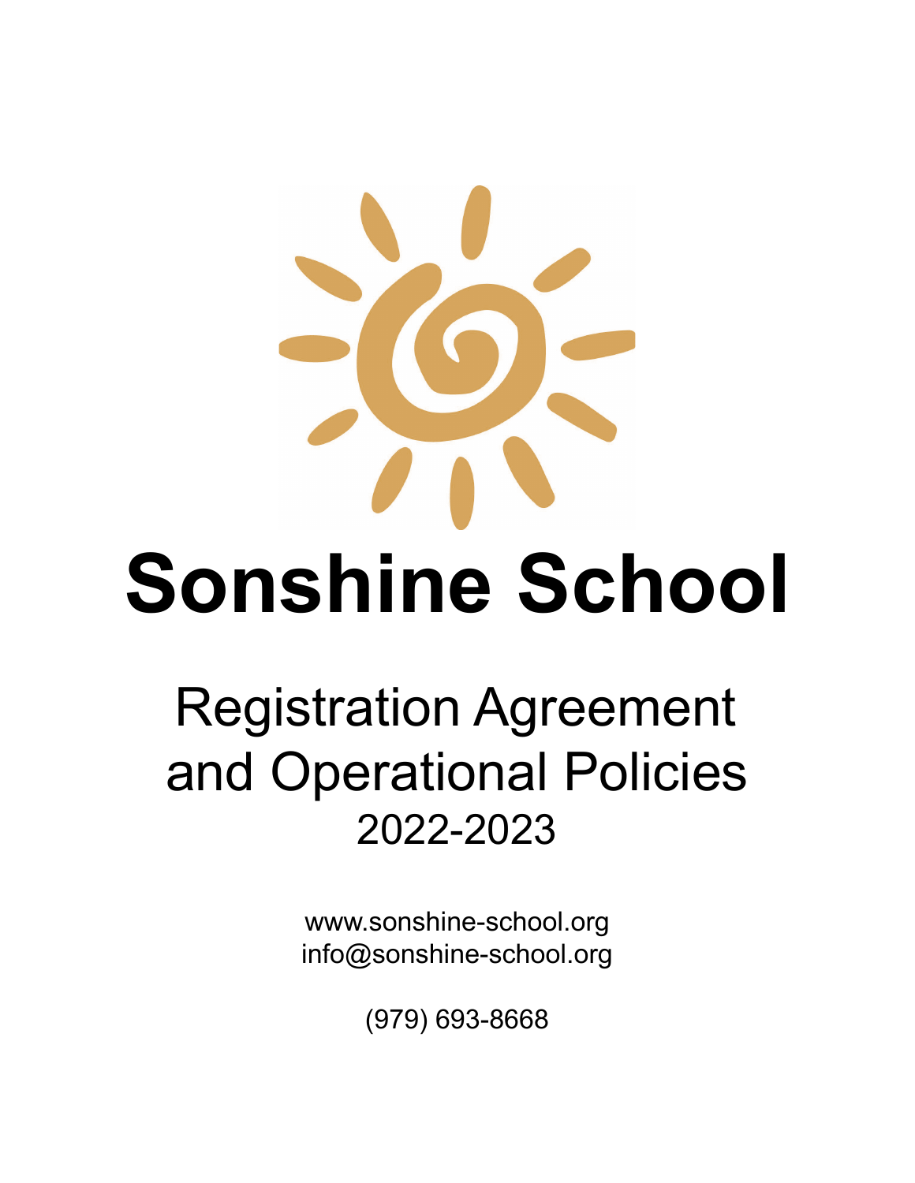# Sonshine School

## Registration Agreement and Operational Policies

2022-2023

www.sonshine-school.org
info@sonshine-school.org

(979) 693-8668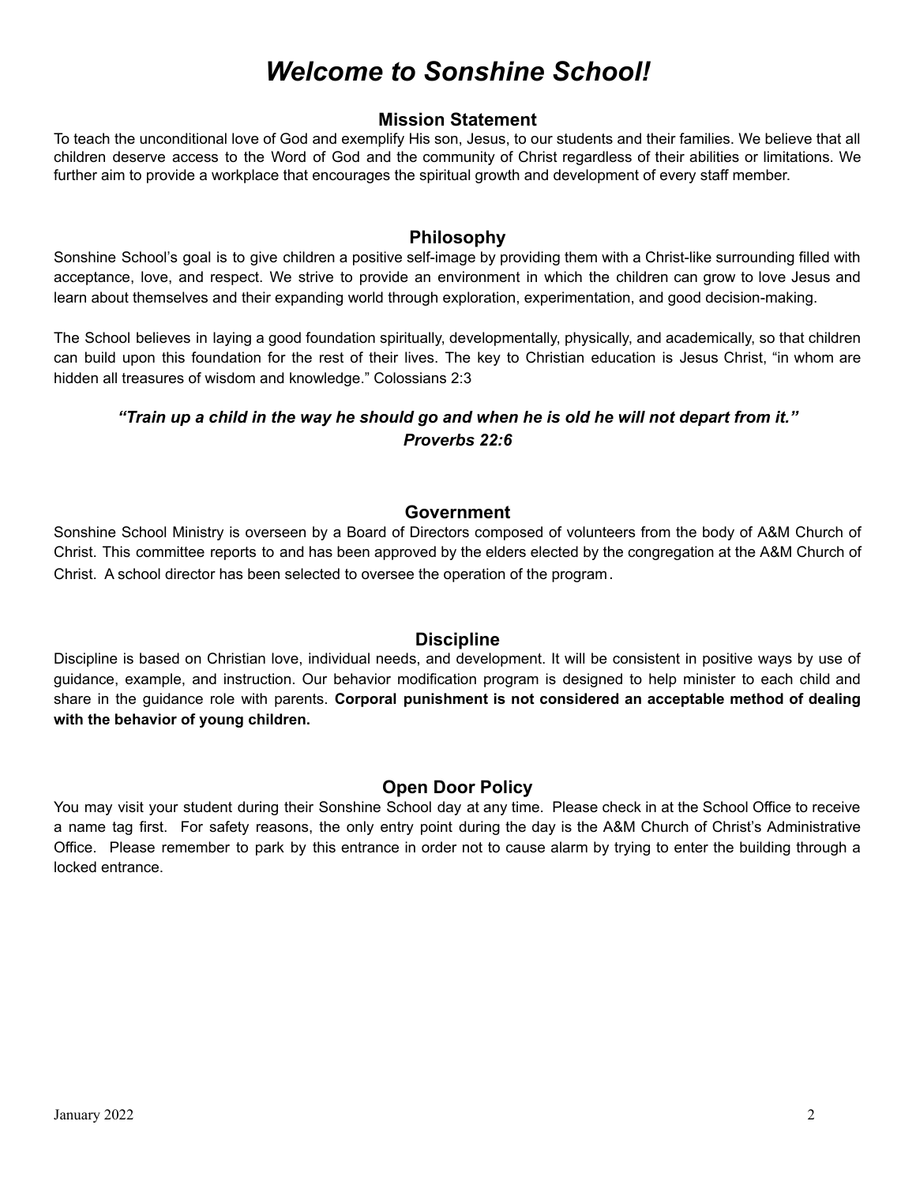# *Welcome to Sonshine School!*

## Mission Statement

To teach the unconditional love of God and exemplify His son, Jesus, to our students and their families. We believe that all children deserve access to the Word of God and the community of Christ regardless of their abilities or limitations. We further aim to provide a workplace that encourages the spiritual growth and development of every staff member.

## Philosophy

Sonshine School's goal is to give children a positive self-image by providing them with a Christ-like surrounding filled with acceptance, love, and respect. We strive to provide an environment in which the children can grow to love Jesus and learn about themselves and their expanding world through exploration, experimentation, and good decision-making.

The School believes in laying a good foundation spiritually, developmentally, physically, and academically, so that children can build upon this foundation for the rest of their lives. The key to Christian education is Jesus Christ, "in whom are hidden all treasures of wisdom and knowledge." Colossians 2:3

***"Train up a child in the way he should go and when he is old he will not depart from it."***
***Proverbs 22:6***

## Government

Sonshine School Ministry is overseen by a Board of Directors composed of volunteers from the body of A&M Church of Christ. This committee reports to and has been approved by the elders elected by the congregation at the A&M Church of Christ. A school director has been selected to oversee the operation of the program.

## Discipline

Discipline is based on Christian love, individual needs, and development. It will be consistent in positive ways by use of guidance, example, and instruction. Our behavior modification program is designed to help minister to each child and share in the guidance role with parents. **Corporal punishment is not considered an acceptable method of dealing with the behavior of young children.**

## Open Door Policy

You may visit your student during their Sonshine School day at any time. Please check in at the School Office to receive a name tag first. For safety reasons, the only entry point during the day is the A&M Church of Christ's Administrative Office. Please remember to park by this entrance in order not to cause alarm by trying to enter the building through a locked entrance.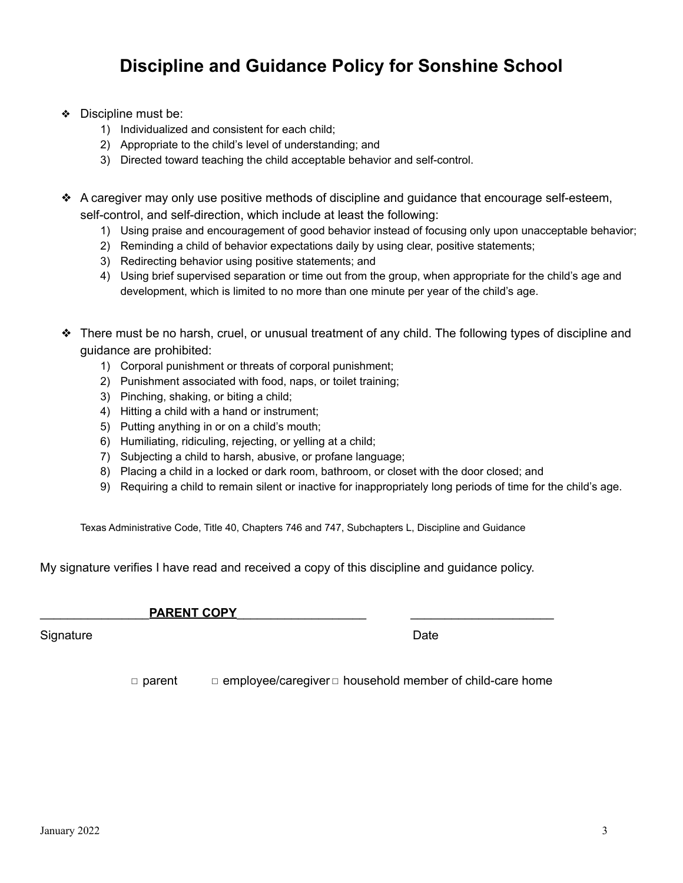# Discipline and Guidance Policy for Sonshine School

- Discipline must be:
  1) Individualized and consistent for each child;
  2) Appropriate to the child's level of understanding; and
  3) Directed toward teaching the child acceptable behavior and self-control.

- A caregiver may only use positive methods of discipline and guidance that encourage self-esteem, self-control, and self-direction, which include at least the following:
  1) Using praise and encouragement of good behavior instead of focusing only upon unacceptable behavior;
  2) Reminding a child of behavior expectations daily by using clear, positive statements;
  3) Redirecting behavior using positive statements; and
  4) Using brief supervised separation or time out from the group, when appropriate for the child's age and development, which is limited to no more than one minute per year of the child's age.

- There must be no harsh, cruel, or unusual treatment of any child. The following types of discipline and guidance are prohibited:
  1) Corporal punishment or threats of corporal punishment;
  2) Punishment associated with food, naps, or toilet training;
  3) Pinching, shaking, or biting a child;
  4) Hitting a child with a hand or instrument;
  5) Putting anything in or on a child's mouth;
  6) Humiliating, ridiculing, rejecting, or yelling at a child;
  7) Subjecting a child to harsh, abusive, or profane language;
  8) Placing a child in a locked or dark room, bathroom, or closet with the door closed; and
  9) Requiring a child to remain silent or inactive for inappropriately long periods of time for the child's age.

Texas Administrative Code, Title 40, Chapters 746 and 747, Subchapters L, Discipline and Guidance

My signature verifies I have read and received a copy of this discipline and guidance policy.

________________**PARENT COPY**___________________ _____________________

Signature Date

□ parent □ employee/caregiver □ household member of child-care home

January 2022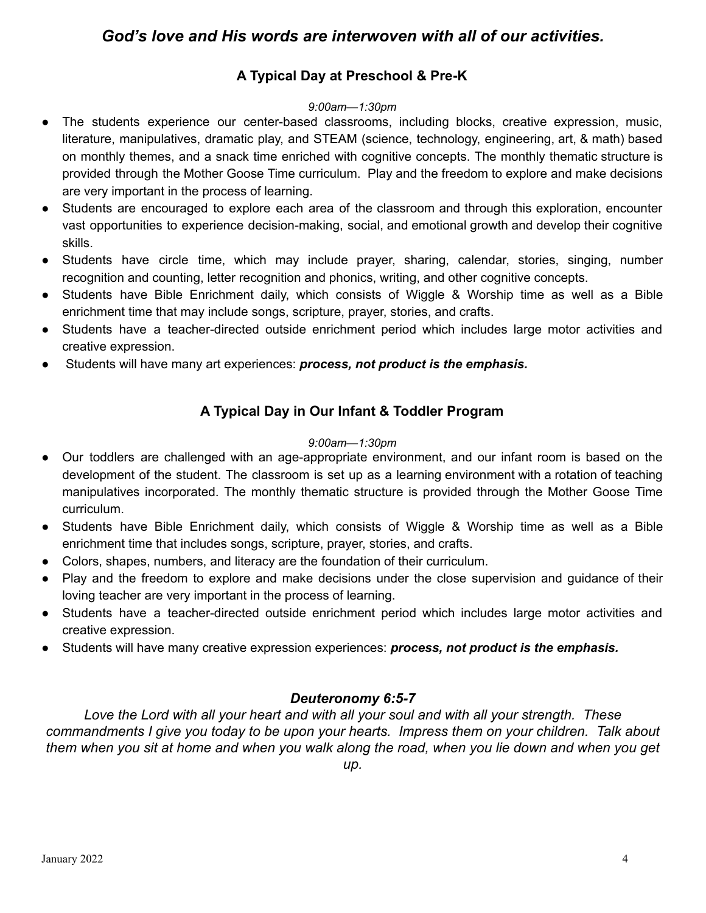## *God's love and His words are interwoven with all of our activities.*

### A Typical Day at Preschool & Pre-K

*9:00am—1:30pm*

- The students experience our center-based classrooms, including blocks, creative expression, music, literature, manipulatives, dramatic play, and STEAM (science, technology, engineering, art, & math) based on monthly themes, and a snack time enriched with cognitive concepts. The monthly thematic structure is provided through the Mother Goose Time curriculum. Play and the freedom to explore and make decisions are very important in the process of learning.
- Students are encouraged to explore each area of the classroom and through this exploration, encounter vast opportunities to experience decision-making, social, and emotional growth and develop their cognitive skills.
- Students have circle time, which may include prayer, sharing, calendar, stories, singing, number recognition and counting, letter recognition and phonics, writing, and other cognitive concepts.
- Students have Bible Enrichment daily, which consists of Wiggle & Worship time as well as a Bible enrichment time that may include songs, scripture, prayer, stories, and crafts.
- Students have a teacher-directed outside enrichment period which includes large motor activities and creative expression.
- Students will have many art experiences: ***process, not product is the emphasis.***

### A Typical Day in Our Infant & Toddler Program

*9:00am—1:30pm*

- Our toddlers are challenged with an age-appropriate environment, and our infant room is based on the development of the student. The classroom is set up as a learning environment with a rotation of teaching manipulatives incorporated. The monthly thematic structure is provided through the Mother Goose Time curriculum.
- Students have Bible Enrichment daily, which consists of Wiggle & Worship time as well as a Bible enrichment time that includes songs, scripture, prayer, stories, and crafts.
- Colors, shapes, numbers, and literacy are the foundation of their curriculum.
- Play and the freedom to explore and make decisions under the close supervision and guidance of their loving teacher are very important in the process of learning.
- Students have a teacher-directed outside enrichment period which includes large motor activities and creative expression.
- Students will have many creative expression experiences: ***process, not product is the emphasis.***

***Deuteronomy 6:5-7***

*Love the Lord with all your heart and with all your soul and with all your strength. These commandments I give you today to be upon your hearts. Impress them on your children. Talk about them when you sit at home and when you walk along the road, when you lie down and when you get up.*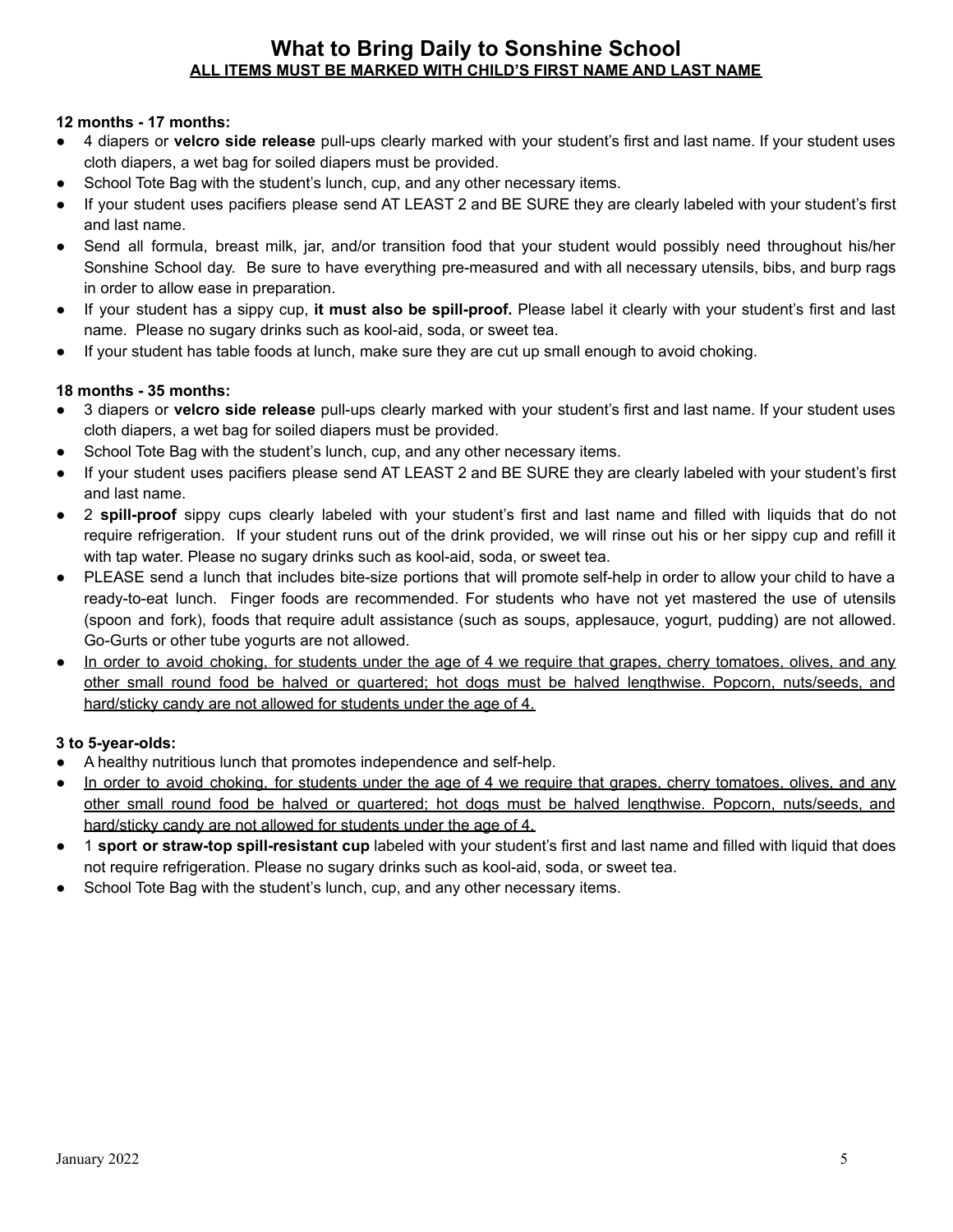# What to Bring Daily to Sonshine School

**ALL ITEMS MUST BE MARKED WITH CHILD'S FIRST NAME AND LAST NAME**

**12 months - 17 months:**

- 4 diapers or **velcro side release** pull-ups clearly marked with your student's first and last name. If your student uses cloth diapers, a wet bag for soiled diapers must be provided.
- School Tote Bag with the student's lunch, cup, and any other necessary items.
- If your student uses pacifiers please send AT LEAST 2 and BE SURE they are clearly labeled with your student's first and last name.
- Send all formula, breast milk, jar, and/or transition food that your student would possibly need throughout his/her Sonshine School day. Be sure to have everything pre-measured and with all necessary utensils, bibs, and burp rags in order to allow ease in preparation.
- If your student has a sippy cup, **it must also be spill-proof.** Please label it clearly with your student's first and last name. Please no sugary drinks such as kool-aid, soda, or sweet tea.
- If your student has table foods at lunch, make sure they are cut up small enough to avoid choking.

**18 months - 35 months:**

- 3 diapers or **velcro side release** pull-ups clearly marked with your student's first and last name. If your student uses cloth diapers, a wet bag for soiled diapers must be provided.
- School Tote Bag with the student's lunch, cup, and any other necessary items.
- If your student uses pacifiers please send AT LEAST 2 and BE SURE they are clearly labeled with your student's first and last name.
- 2 **spill-proof** sippy cups clearly labeled with your student's first and last name and filled with liquids that do not require refrigeration. If your student runs out of the drink provided, we will rinse out his or her sippy cup and refill it with tap water. Please no sugary drinks such as kool-aid, soda, or sweet tea.
- PLEASE send a lunch that includes bite-size portions that will promote self-help in order to allow your child to have a ready-to-eat lunch. Finger foods are recommended. For students who have not yet mastered the use of utensils (spoon and fork), foods that require adult assistance (such as soups, applesauce, yogurt, pudding) are not allowed. Go-Gurts or other tube yogurts are not allowed.
- <u>In order to avoid choking, for students under the age of 4 we require that grapes, cherry tomatoes, olives, and any other small round food be halved or quartered; hot dogs must be halved lengthwise. Popcorn, nuts/seeds, and hard/sticky candy are not allowed for students under the age of 4.</u>

**3 to 5-year-olds:**

- A healthy nutritious lunch that promotes independence and self-help.
- <u>In order to avoid choking, for students under the age of 4 we require that grapes, cherry tomatoes, olives, and any other small round food be halved or quartered; hot dogs must be halved lengthwise. Popcorn, nuts/seeds, and hard/sticky candy are not allowed for students under the age of 4.</u>
- 1 **sport or straw-top spill-resistant cup** labeled with your student's first and last name and filled with liquid that does not require refrigeration. Please no sugary drinks such as kool-aid, soda, or sweet tea.
- School Tote Bag with the student's lunch, cup, and any other necessary items.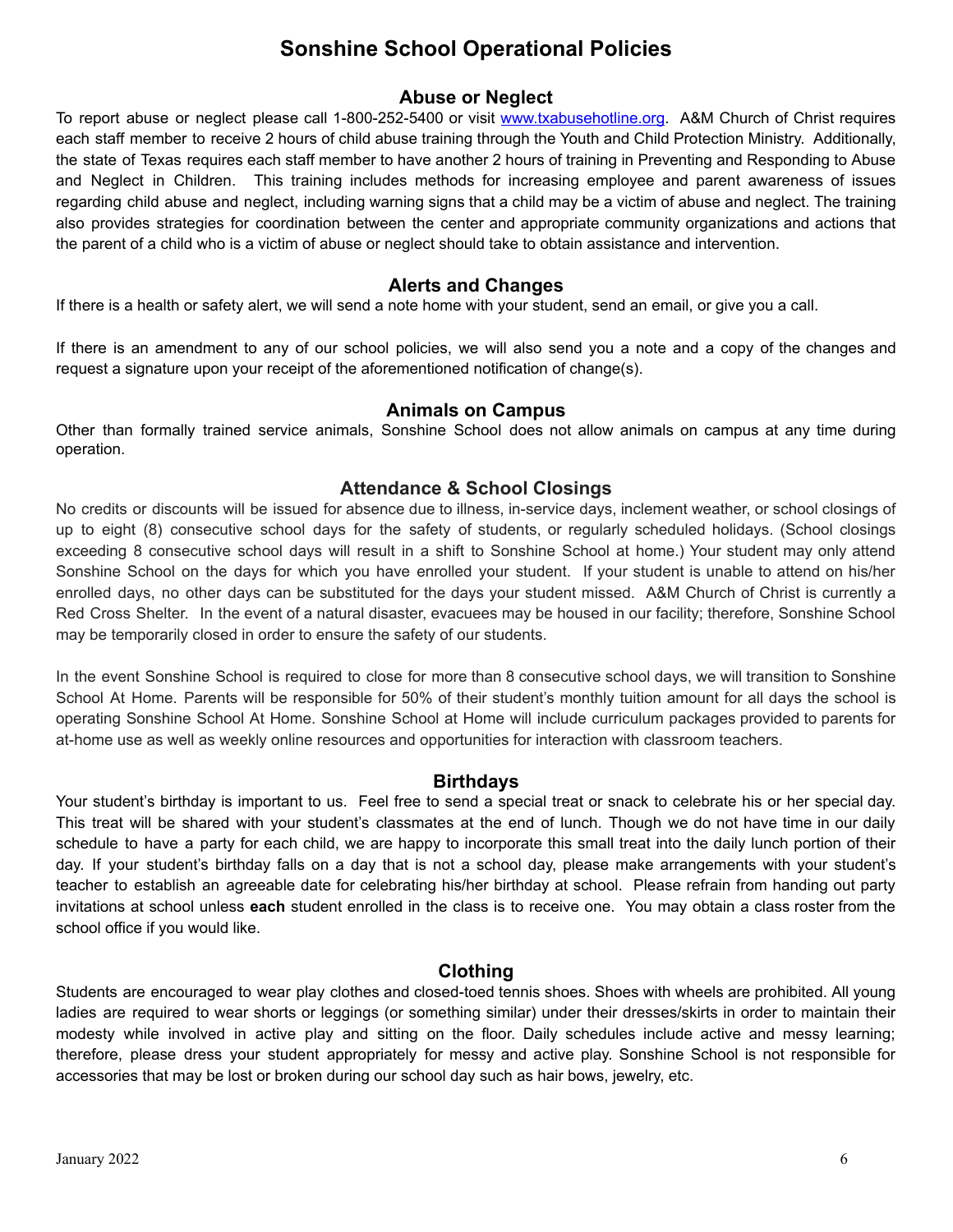# Sonshine School Operational Policies

## Abuse or Neglect

To report abuse or neglect please call 1-800-252-5400 or visit [www.txabusehotline.org](http://www.txabusehotline.org). A&M Church of Christ requires each staff member to receive 2 hours of child abuse training through the Youth and Child Protection Ministry. Additionally, the state of Texas requires each staff member to have another 2 hours of training in Preventing and Responding to Abuse and Neglect in Children. This training includes methods for increasing employee and parent awareness of issues regarding child abuse and neglect, including warning signs that a child may be a victim of abuse and neglect. The training also provides strategies for coordination between the center and appropriate community organizations and actions that the parent of a child who is a victim of abuse or neglect should take to obtain assistance and intervention.

## Alerts and Changes

If there is a health or safety alert, we will send a note home with your student, send an email, or give you a call.

If there is an amendment to any of our school policies, we will also send you a note and a copy of the changes and request a signature upon your receipt of the aforementioned notification of change(s).

## Animals on Campus

Other than formally trained service animals, Sonshine School does not allow animals on campus at any time during operation.

## Attendance & School Closings

No credits or discounts will be issued for absence due to illness, in-service days, inclement weather, or school closings of up to eight (8) consecutive school days for the safety of students, or regularly scheduled holidays. (School closings exceeding 8 consecutive school days will result in a shift to Sonshine School at home.) Your student may only attend Sonshine School on the days for which you have enrolled your student. If your student is unable to attend on his/her enrolled days, no other days can be substituted for the days your student missed. A&M Church of Christ is currently a Red Cross Shelter. In the event of a natural disaster, evacuees may be housed in our facility; therefore, Sonshine School may be temporarily closed in order to ensure the safety of our students.

In the event Sonshine School is required to close for more than 8 consecutive school days, we will transition to Sonshine School At Home. Parents will be responsible for 50% of their student's monthly tuition amount for all days the school is operating Sonshine School At Home. Sonshine School at Home will include curriculum packages provided to parents for at-home use as well as weekly online resources and opportunities for interaction with classroom teachers.

## Birthdays

Your student's birthday is important to us. Feel free to send a special treat or snack to celebrate his or her special day. This treat will be shared with your student's classmates at the end of lunch. Though we do not have time in our daily schedule to have a party for each child, we are happy to incorporate this small treat into the daily lunch portion of their day. If your student's birthday falls on a day that is not a school day, please make arrangements with your student's teacher to establish an agreeable date for celebrating his/her birthday at school. Please refrain from handing out party invitations at school unless **each** student enrolled in the class is to receive one. You may obtain a class roster from the school office if you would like.

## Clothing

Students are encouraged to wear play clothes and closed-toed tennis shoes. Shoes with wheels are prohibited. All young ladies are required to wear shorts or leggings (or something similar) under their dresses/skirts in order to maintain their modesty while involved in active play and sitting on the floor. Daily schedules include active and messy learning; therefore, please dress your student appropriately for messy and active play. Sonshine School is not responsible for accessories that may be lost or broken during our school day such as hair bows, jewelry, etc.

January 2022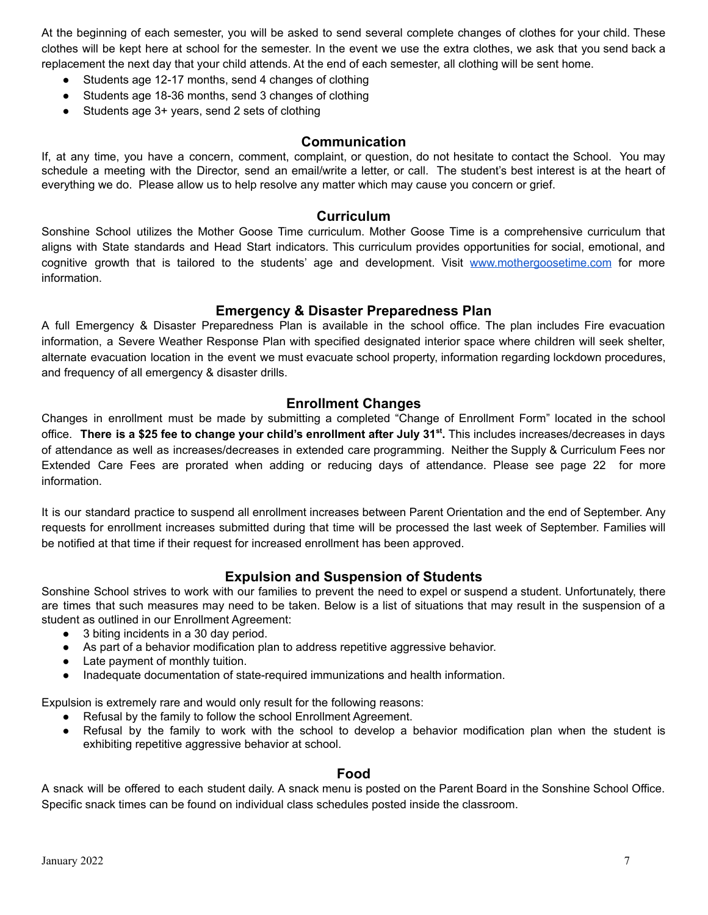At the beginning of each semester, you will be asked to send several complete changes of clothes for your child. These clothes will be kept here at school for the semester. In the event we use the extra clothes, we ask that you send back a replacement the next day that your child attends. At the end of each semester, all clothing will be sent home.

- Students age 12-17 months, send 4 changes of clothing
- Students age 18-36 months, send 3 changes of clothing
- Students age 3+ years, send 2 sets of clothing

## Communication

If, at any time, you have a concern, comment, complaint, or question, do not hesitate to contact the School. You may schedule a meeting with the Director, send an email/write a letter, or call. The student's best interest is at the heart of everything we do. Please allow us to help resolve any matter which may cause you concern or grief.

## Curriculum

Sonshine School utilizes the Mother Goose Time curriculum. Mother Goose Time is a comprehensive curriculum that aligns with State standards and Head Start indicators. This curriculum provides opportunities for social, emotional, and cognitive growth that is tailored to the students' age and development. Visit [www.mothergoosetime.com](http://www.mothergoosetime.com) for more information.

## Emergency & Disaster Preparedness Plan

A full Emergency & Disaster Preparedness Plan is available in the school office. The plan includes Fire evacuation information, a Severe Weather Response Plan with specified designated interior space where children will seek shelter, alternate evacuation location in the event we must evacuate school property, information regarding lockdown procedures, and frequency of all emergency & disaster drills.

## Enrollment Changes

Changes in enrollment must be made by submitting a completed "Change of Enrollment Form" located in the school office. **There is a $25 fee to change your child's enrollment after July 31st.** This includes increases/decreases in days of attendance as well as increases/decreases in extended care programming. Neither the Supply & Curriculum Fees nor Extended Care Fees are prorated when adding or reducing days of attendance. Please see page 22 for more information.

It is our standard practice to suspend all enrollment increases between Parent Orientation and the end of September. Any requests for enrollment increases submitted during that time will be processed the last week of September. Families will be notified at that time if their request for increased enrollment has been approved.

## Expulsion and Suspension of Students

Sonshine School strives to work with our families to prevent the need to expel or suspend a student. Unfortunately, there are times that such measures may need to be taken. Below is a list of situations that may result in the suspension of a student as outlined in our Enrollment Agreement:

- 3 biting incidents in a 30 day period.
- As part of a behavior modification plan to address repetitive aggressive behavior.
- Late payment of monthly tuition.
- Inadequate documentation of state-required immunizations and health information.

Expulsion is extremely rare and would only result for the following reasons:

- Refusal by the family to follow the school Enrollment Agreement.
- Refusal by the family to work with the school to develop a behavior modification plan when the student is exhibiting repetitive aggressive behavior at school.

## Food

A snack will be offered to each student daily. A snack menu is posted on the Parent Board in the Sonshine School Office. Specific snack times can be found on individual class schedules posted inside the classroom.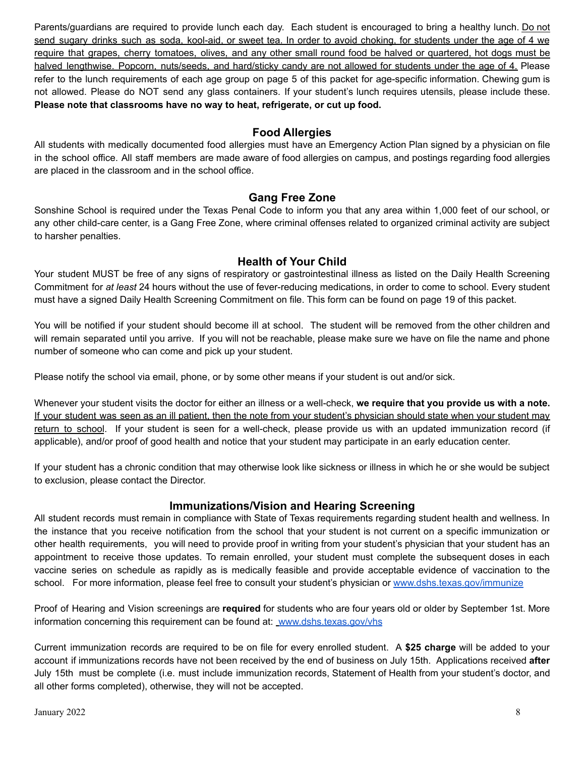Parents/guardians are required to provide lunch each day. Each student is encouraged to bring a healthy lunch. Do not send sugary drinks such as soda, kool-aid, or sweet tea. In order to avoid choking, for students under the age of 4 we require that grapes, cherry tomatoes, olives, and any other small round food be halved or quartered, hot dogs must be halved lengthwise. Popcorn, nuts/seeds, and hard/sticky candy are not allowed for students under the age of 4. Please refer to the lunch requirements of each age group on page 5 of this packet for age-specific information. Chewing gum is not allowed. Please do NOT send any glass containers. If your student's lunch requires utensils, please include these. **Please note that classrooms have no way to heat, refrigerate, or cut up food.**

## Food Allergies

All students with medically documented food allergies must have an Emergency Action Plan signed by a physician on file in the school office. All staff members are made aware of food allergies on campus, and postings regarding food allergies are placed in the classroom and in the school office.

## Gang Free Zone

Sonshine School is required under the Texas Penal Code to inform you that any area within 1,000 feet of our school, or any other child-care center, is a Gang Free Zone, where criminal offenses related to organized criminal activity are subject to harsher penalties.

## Health of Your Child

Your student MUST be free of any signs of respiratory or gastrointestinal illness as listed on the Daily Health Screening Commitment for *at least* 24 hours without the use of fever-reducing medications, in order to come to school. Every student must have a signed Daily Health Screening Commitment on file. This form can be found on page 19 of this packet.

You will be notified if your student should become ill at school. The student will be removed from the other children and will remain separated until you arrive. If you will not be reachable, please make sure we have on file the name and phone number of someone who can come and pick up your student.

Please notify the school via email, phone, or by some other means if your student is out and/or sick.

Whenever your student visits the doctor for either an illness or a well-check, **we require that you provide us with a note.** If your student was seen as an ill patient, then the note from your student's physician should state when your student may return to school. If your student is seen for a well-check, please provide us with an updated immunization record (if applicable), and/or proof of good health and notice that your student may participate in an early education center.

If your student has a chronic condition that may otherwise look like sickness or illness in which he or she would be subject to exclusion, please contact the Director.

## Immunizations/Vision and Hearing Screening

All student records must remain in compliance with State of Texas requirements regarding student health and wellness. In the instance that you receive notification from the school that your student is not current on a specific immunization or other health requirements, you will need to provide proof in writing from your student's physician that your student has an appointment to receive those updates. To remain enrolled, your student must complete the subsequent doses in each vaccine series on schedule as rapidly as is medically feasible and provide acceptable evidence of vaccination to the school. For more information, please feel free to consult your student's physician or www.dshs.texas.gov/immunize

Proof of Hearing and Vision screenings are **required** for students who are four years old or older by September 1st. More information concerning this requirement can be found at: www.dshs.texas.gov/vhs

Current immunization records are required to be on file for every enrolled student. A **$25 charge** will be added to your account if immunizations records have not been received by the end of business on July 15th. Applications received **after** July 15th must be complete (i.e. must include immunization records, Statement of Health from your student's doctor, and all other forms completed), otherwise, they will not be accepted.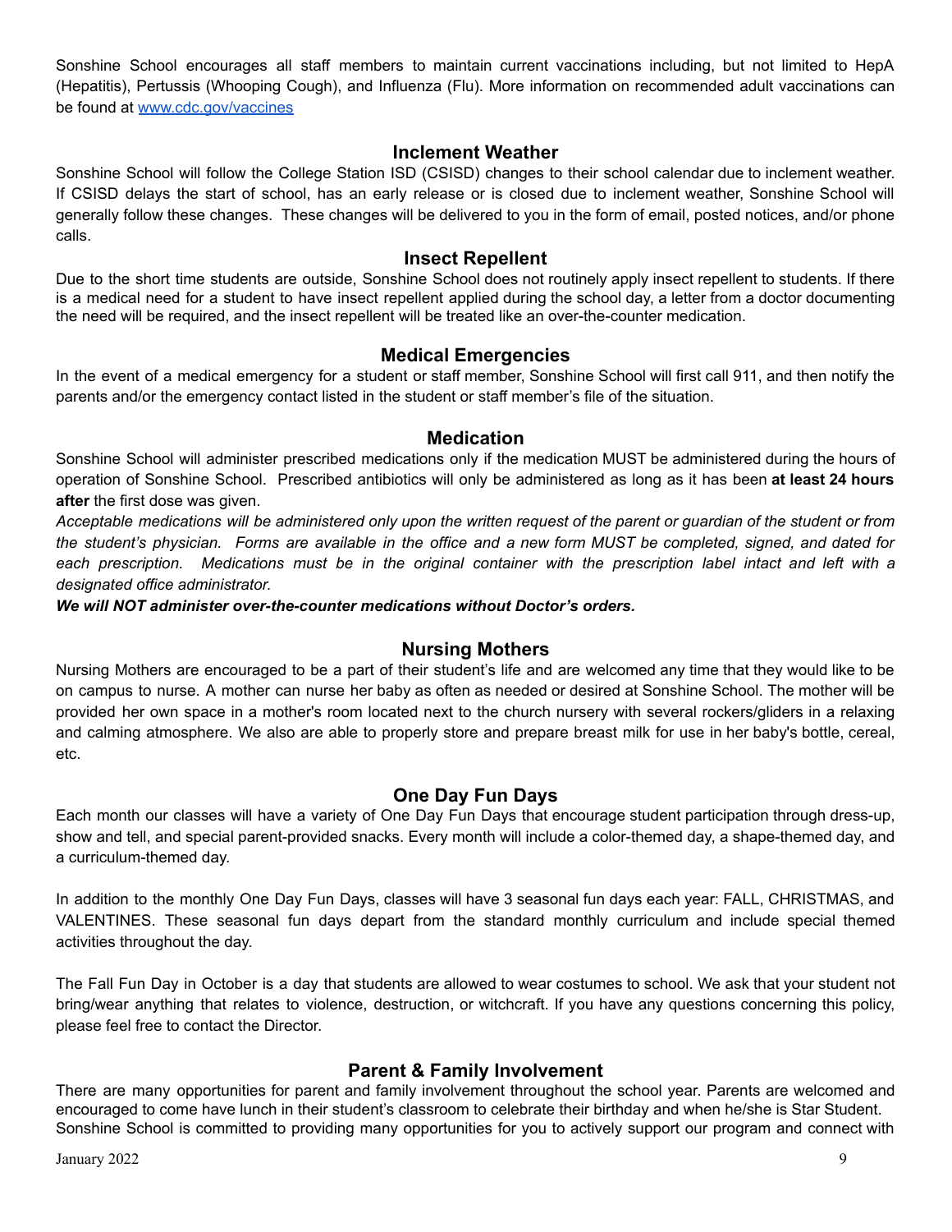Sonshine School encourages all staff members to maintain current vaccinations including, but not limited to HepA (Hepatitis), Pertussis (Whooping Cough), and Influenza (Flu). More information on recommended adult vaccinations can be found at [www.cdc.gov/vaccines](http://www.cdc.gov/vaccines)

## Inclement Weather

Sonshine School will follow the College Station ISD (CSISD) changes to their school calendar due to inclement weather. If CSISD delays the start of school, has an early release or is closed due to inclement weather, Sonshine School will generally follow these changes. These changes will be delivered to you in the form of email, posted notices, and/or phone calls.

## Insect Repellent

Due to the short time students are outside, Sonshine School does not routinely apply insect repellent to students. If there is a medical need for a student to have insect repellent applied during the school day, a letter from a doctor documenting the need will be required, and the insect repellent will be treated like an over-the-counter medication.

## Medical Emergencies

In the event of a medical emergency for a student or staff member, Sonshine School will first call 911, and then notify the parents and/or the emergency contact listed in the student or staff member's file of the situation.

## Medication

Sonshine School will administer prescribed medications only if the medication MUST be administered during the hours of operation of Sonshine School. Prescribed antibiotics will only be administered as long as it has been **at least 24 hours after** the first dose was given.

*Acceptable medications will be administered only upon the written request of the parent or guardian of the student or from the student's physician. Forms are available in the office and a new form MUST be completed, signed, and dated for each prescription. Medications must be in the original container with the prescription label intact and left with a designated office administrator.*

***We will NOT administer over-the-counter medications without Doctor's orders.***

## Nursing Mothers

Nursing Mothers are encouraged to be a part of their student's life and are welcomed any time that they would like to be on campus to nurse. A mother can nurse her baby as often as needed or desired at Sonshine School. The mother will be provided her own space in a mother's room located next to the church nursery with several rockers/gliders in a relaxing and calming atmosphere. We also are able to properly store and prepare breast milk for use in her baby's bottle, cereal, etc.

## One Day Fun Days

Each month our classes will have a variety of One Day Fun Days that encourage student participation through dress-up, show and tell, and special parent-provided snacks. Every month will include a color-themed day, a shape-themed day, and a curriculum-themed day.

In addition to the monthly One Day Fun Days, classes will have 3 seasonal fun days each year: FALL, CHRISTMAS, and VALENTINES. These seasonal fun days depart from the standard monthly curriculum and include special themed activities throughout the day.

The Fall Fun Day in October is a day that students are allowed to wear costumes to school. We ask that your student not bring/wear anything that relates to violence, destruction, or witchcraft. If you have any questions concerning this policy, please feel free to contact the Director.

## Parent & Family Involvement

There are many opportunities for parent and family involvement throughout the school year. Parents are welcomed and encouraged to come have lunch in their student's classroom to celebrate their birthday and when he/she is Star Student. Sonshine School is committed to providing many opportunities for you to actively support our program and connect with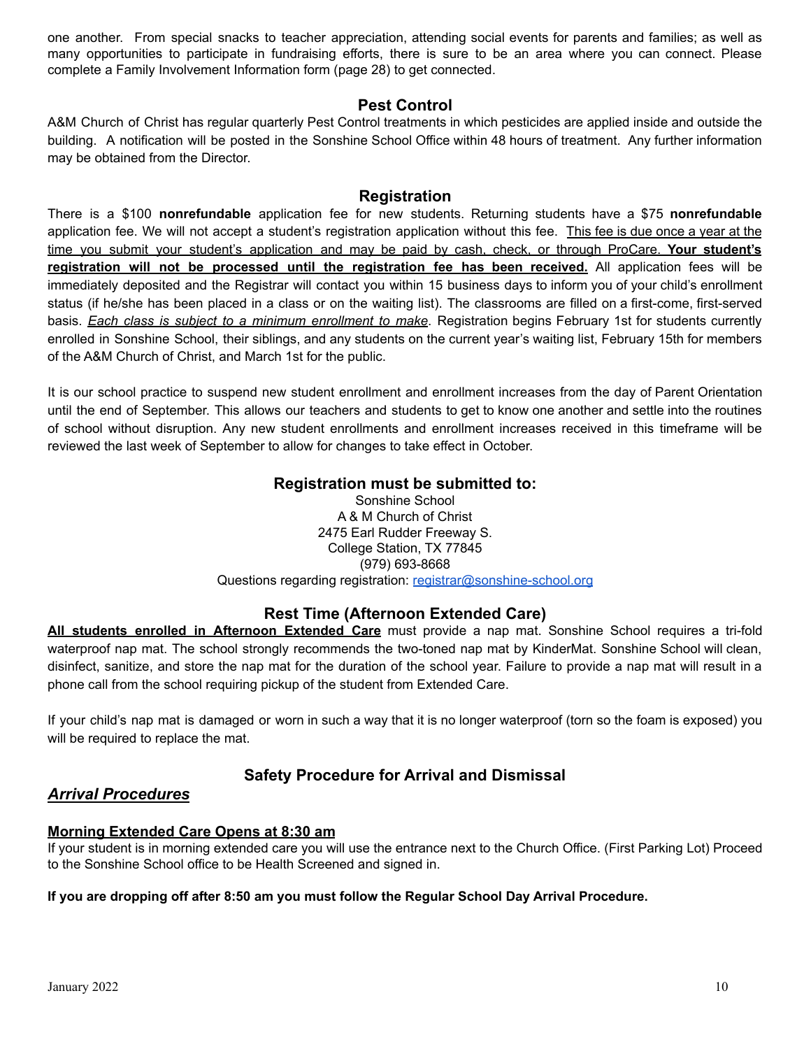one another. From special snacks to teacher appreciation, attending social events for parents and families; as well as many opportunities to participate in fundraising efforts, there is sure to be an area where you can connect. Please complete a Family Involvement Information form (page 28) to get connected.

## Pest Control

A&M Church of Christ has regular quarterly Pest Control treatments in which pesticides are applied inside and outside the building. A notification will be posted in the Sonshine School Office within 48 hours of treatment. Any further information may be obtained from the Director.

## Registration

There is a $100 **nonrefundable** application fee for new students. Returning students have a $75 **nonrefundable** application fee. We will not accept a student's registration application without this fee. <u>This fee is due once a year at the time you submit your student's application and may be paid by cash, check, or through ProCare.</u> **<u>Your student's registration will not be processed until the registration fee has been received.</u>** All application fees will be immediately deposited and the Registrar will contact you within 15 business days to inform you of your child's enrollment status (if he/she has been placed in a class or on the waiting list). The classrooms are filled on a first-come, first-served basis. *<u>Each class is subject to a minimum enrollment to make</u>*. Registration begins February 1st for students currently enrolled in Sonshine School, their siblings, and any students on the current year's waiting list, February 15th for members of the A&M Church of Christ, and March 1st for the public.

It is our school practice to suspend new student enrollment and enrollment increases from the day of Parent Orientation until the end of September. This allows our teachers and students to get to know one another and settle into the routines of school without disruption. Any new student enrollments and enrollment increases received in this timeframe will be reviewed the last week of September to allow for changes to take effect in October.

## Registration must be submitted to:

Sonshine School
A & M Church of Christ
2475 Earl Rudder Freeway S.
College Station, TX 77845
(979) 693-8668
Questions regarding registration: registrar@sonshine-school.org

## Rest Time (Afternoon Extended Care)

**<u>All students enrolled in Afternoon Extended Care</u>** must provide a nap mat. Sonshine School requires a tri-fold waterproof nap mat. The school strongly recommends the two-toned nap mat by KinderMat. Sonshine School will clean, disinfect, sanitize, and store the nap mat for the duration of the school year. Failure to provide a nap mat will result in a phone call from the school requiring pickup of the student from Extended Care.

If your child's nap mat is damaged or worn in such a way that it is no longer waterproof (torn so the foam is exposed) you will be required to replace the mat.

## Safety Procedure for Arrival and Dismissal

### *<u>Arrival Procedures</u>*

**<u>Morning Extended Care Opens at 8:30 am</u>**

If your student is in morning extended care you will use the entrance next to the Church Office. (First Parking Lot) Proceed to the Sonshine School office to be Health Screened and signed in.

**If you are dropping off after 8:50 am you must follow the Regular School Day Arrival Procedure.**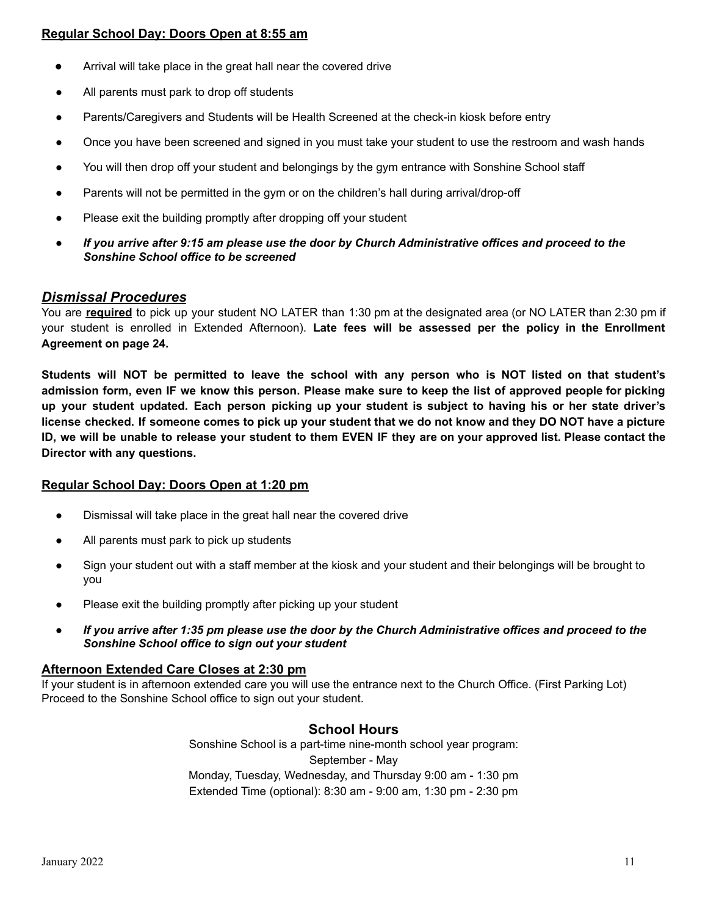**Regular School Day: Doors Open at 8:55 am**

- Arrival will take place in the great hall near the covered drive
- All parents must park to drop off students
- Parents/Caregivers and Students will be Health Screened at the check-in kiosk before entry
- Once you have been screened and signed in you must take your student to use the restroom and wash hands
- You will then drop off your student and belongings by the gym entrance with Sonshine School staff
- Parents will not be permitted in the gym or on the children's hall during arrival/drop-off
- Please exit the building promptly after dropping off your student
- ***If you arrive after 9:15 am please use the door by Church Administrative offices and proceed to the Sonshine School office to be screened***

## *Dismissal Procedures*

You are **required** to pick up your student NO LATER than 1:30 pm at the designated area (or NO LATER than 2:30 pm if your student is enrolled in Extended Afternoon). **Late fees will be assessed per the policy in the Enrollment Agreement on page 24.**

**Students will NOT be permitted to leave the school with any person who is NOT listed on that student's admission form, even IF we know this person. Please make sure to keep the list of approved people for picking up your student updated. Each person picking up your student is subject to having his or her state driver's license checked. If someone comes to pick up your student that we do not know and they DO NOT have a picture ID, we will be unable to release your student to them EVEN IF they are on your approved list. Please contact the Director with any questions.**

**Regular School Day: Doors Open at 1:20 pm**

- Dismissal will take place in the great hall near the covered drive
- All parents must park to pick up students
- Sign your student out with a staff member at the kiosk and your student and their belongings will be brought to you
- Please exit the building promptly after picking up your student
- ***If you arrive after 1:35 pm please use the door by the Church Administrative offices and proceed to the Sonshine School office to sign out your student***

**Afternoon Extended Care Closes at 2:30 pm**

If your student is in afternoon extended care you will use the entrance next to the Church Office. (First Parking Lot) Proceed to the Sonshine School office to sign out your student.

### School Hours

Sonshine School is a part-time nine-month school year program:
September - May
Monday, Tuesday, Wednesday, and Thursday 9:00 am - 1:30 pm
Extended Time (optional): 8:30 am - 9:00 am, 1:30 pm - 2:30 pm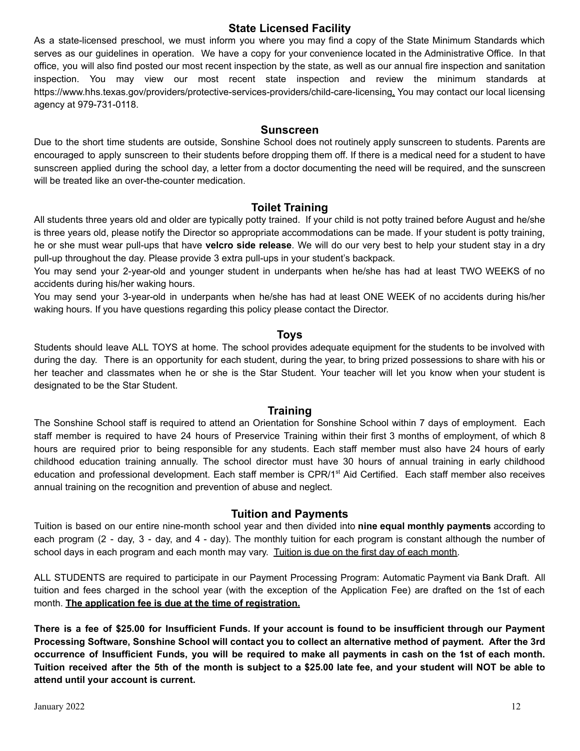## State Licensed Facility

As a state-licensed preschool, we must inform you where you may find a copy of the State Minimum Standards which serves as our guidelines in operation. We have a copy for your convenience located in the Administrative Office. In that office, you will also find posted our most recent inspection by the state, as well as our annual fire inspection and sanitation inspection. You may view our most recent state inspection and review the minimum standards at https://www.hhs.texas.gov/providers/protective-services-providers/child-care-licensing. You may contact our local licensing agency at 979-731-0118.

## Sunscreen

Due to the short time students are outside, Sonshine School does not routinely apply sunscreen to students. Parents are encouraged to apply sunscreen to their students before dropping them off. If there is a medical need for a student to have sunscreen applied during the school day, a letter from a doctor documenting the need will be required, and the sunscreen will be treated like an over-the-counter medication.

## Toilet Training

All students three years old and older are typically potty trained. If your child is not potty trained before August and he/she is three years old, please notify the Director so appropriate accommodations can be made. If your student is potty training, he or she must wear pull-ups that have **velcro side release**. We will do our very best to help your student stay in a dry pull-up throughout the day. Please provide 3 extra pull-ups in your student's backpack.

You may send your 2-year-old and younger student in underpants when he/she has had at least TWO WEEKS of no accidents during his/her waking hours.

You may send your 3-year-old in underpants when he/she has had at least ONE WEEK of no accidents during his/her waking hours. If you have questions regarding this policy please contact the Director.

## Toys

Students should leave ALL TOYS at home. The school provides adequate equipment for the students to be involved with during the day. There is an opportunity for each student, during the year, to bring prized possessions to share with his or her teacher and classmates when he or she is the Star Student. Your teacher will let you know when your student is designated to be the Star Student.

## Training

The Sonshine School staff is required to attend an Orientation for Sonshine School within 7 days of employment. Each staff member is required to have 24 hours of Preservice Training within their first 3 months of employment, of which 8 hours are required prior to being responsible for any students. Each staff member must also have 24 hours of early childhood education training annually. The school director must have 30 hours of annual training in early childhood education and professional development. Each staff member is CPR/1st Aid Certified. Each staff member also receives annual training on the recognition and prevention of abuse and neglect.

## Tuition and Payments

Tuition is based on our entire nine-month school year and then divided into **nine equal monthly payments** according to each program (2 - day, 3 - day, and 4 - day). The monthly tuition for each program is constant although the number of school days in each program and each month may vary. Tuition is due on the first day of each month.

ALL STUDENTS are required to participate in our Payment Processing Program: Automatic Payment via Bank Draft. All tuition and fees charged in the school year (with the exception of the Application Fee) are drafted on the 1st of each month. **The application fee is due at the time of registration.**

**There is a fee of $25.00 for Insufficient Funds. If your account is found to be insufficient through our Payment Processing Software, Sonshine School will contact you to collect an alternative method of payment. After the 3rd occurrence of Insufficient Funds, you will be required to make all payments in cash on the 1st of each month. Tuition received after the 5th of the month is subject to a $25.00 late fee, and your student will NOT be able to attend until your account is current.**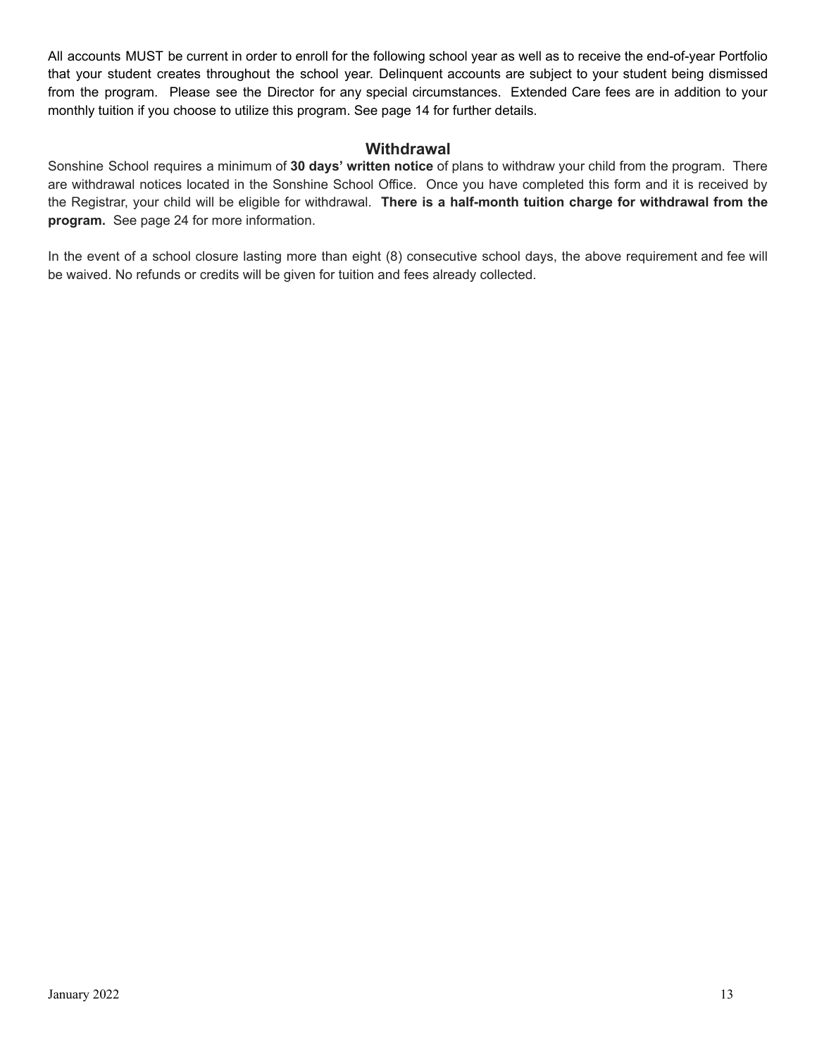All accounts MUST be current in order to enroll for the following school year as well as to receive the end-of-year Portfolio that your student creates throughout the school year. Delinquent accounts are subject to your student being dismissed from the program. Please see the Director for any special circumstances. Extended Care fees are in addition to your monthly tuition if you choose to utilize this program. See page 14 for further details.

## Withdrawal

Sonshine School requires a minimum of **30 days' written notice** of plans to withdraw your child from the program. There are withdrawal notices located in the Sonshine School Office. Once you have completed this form and it is received by the Registrar, your child will be eligible for withdrawal. **There is a half-month tuition charge for withdrawal from the program.** See page 24 for more information.

In the event of a school closure lasting more than eight (8) consecutive school days, the above requirement and fee will be waived. No refunds or credits will be given for tuition and fees already collected.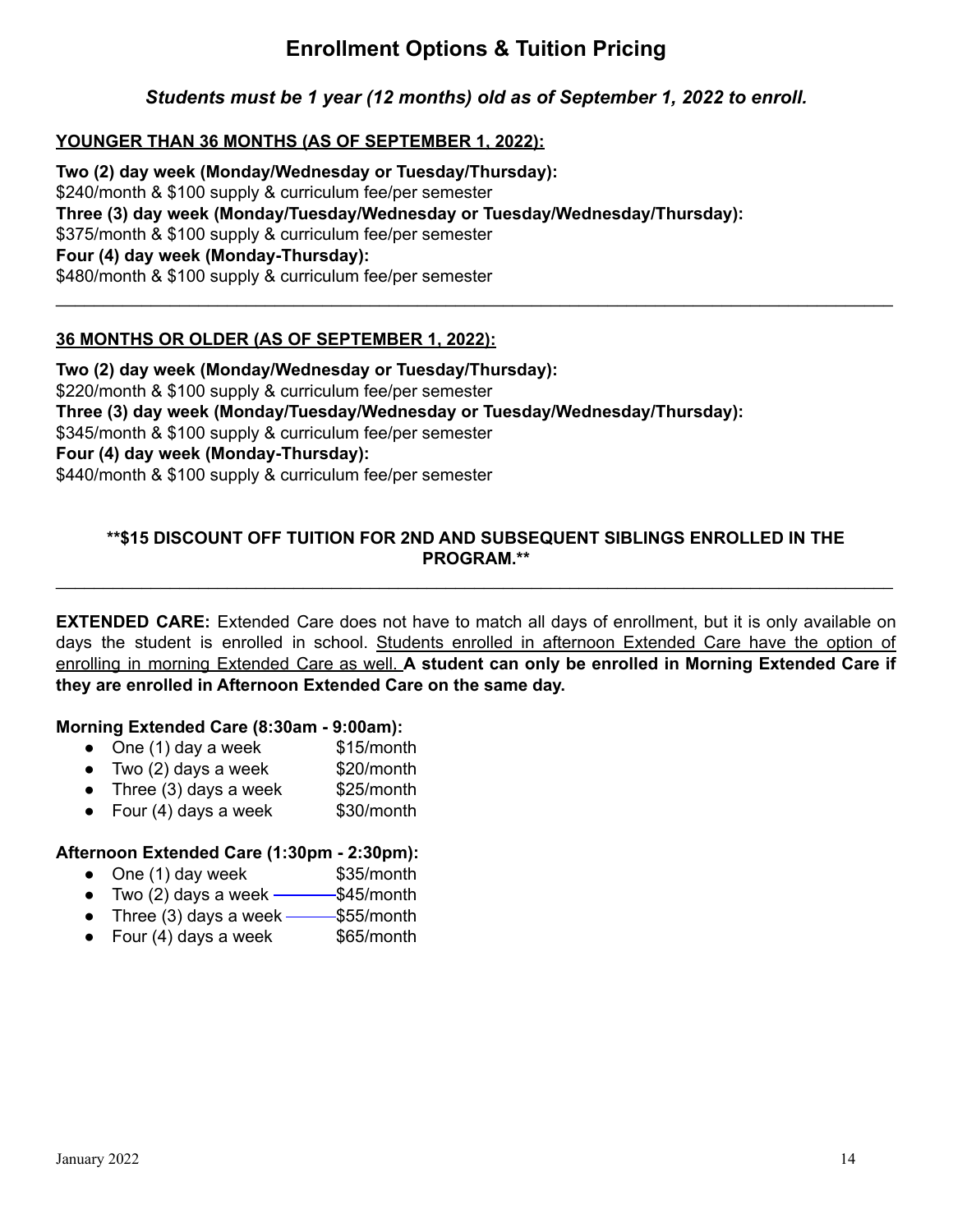# Enrollment Options & Tuition Pricing

***Students must be 1 year (12 months) old as of September 1, 2022 to enroll.***

**<u>YOUNGER THAN 36 MONTHS (AS OF SEPTEMBER 1, 2022):</u>**

**Two (2) day week (Monday/Wednesday or Tuesday/Thursday):**
$240/month & $100 supply & curriculum fee/per semester
**Three (3) day week (Monday/Tuesday/Wednesday or Tuesday/Wednesday/Thursday):**
$375/month & $100 supply & curriculum fee/per semester
**Four (4) day week (Monday-Thursday):**
$480/month & $100 supply & curriculum fee/per semester

---

**<u>36 MONTHS OR OLDER (AS OF SEPTEMBER 1, 2022):</u>**

**Two (2) day week (Monday/Wednesday or Tuesday/Thursday):**
$220/month & $100 supply & curriculum fee/per semester
**Three (3) day week (Monday/Tuesday/Wednesday or Tuesday/Wednesday/Thursday):**
$345/month & $100 supply & curriculum fee/per semester
**Four (4) day week (Monday-Thursday):**
$440/month & $100 supply & curriculum fee/per semester

**\*\*$15 DISCOUNT OFF TUITION FOR 2ND AND SUBSEQUENT SIBLINGS ENROLLED IN THE PROGRAM.\*\***

---

**EXTENDED CARE:** Extended Care does not have to match all days of enrollment, but it is only available on days the student is enrolled in school. <u>Students enrolled in afternoon Extended Care have the option of enrolling in morning Extended Care as well.</u> **A student can only be enrolled in Morning Extended Care if they are enrolled in Afternoon Extended Care on the same day.**

**Morning Extended Care (8:30am - 9:00am):**

- One (1) day a week $15/month
- Two (2) days a week $20/month
- Three (3) days a week $25/month
- Four (4) days a week $30/month

**Afternoon Extended Care (1:30pm - 2:30pm):**

- One (1) day week $35/month
- Two (2) days a week $45/month
- Three (3) days a week $55/month
- Four (4) days a week $65/month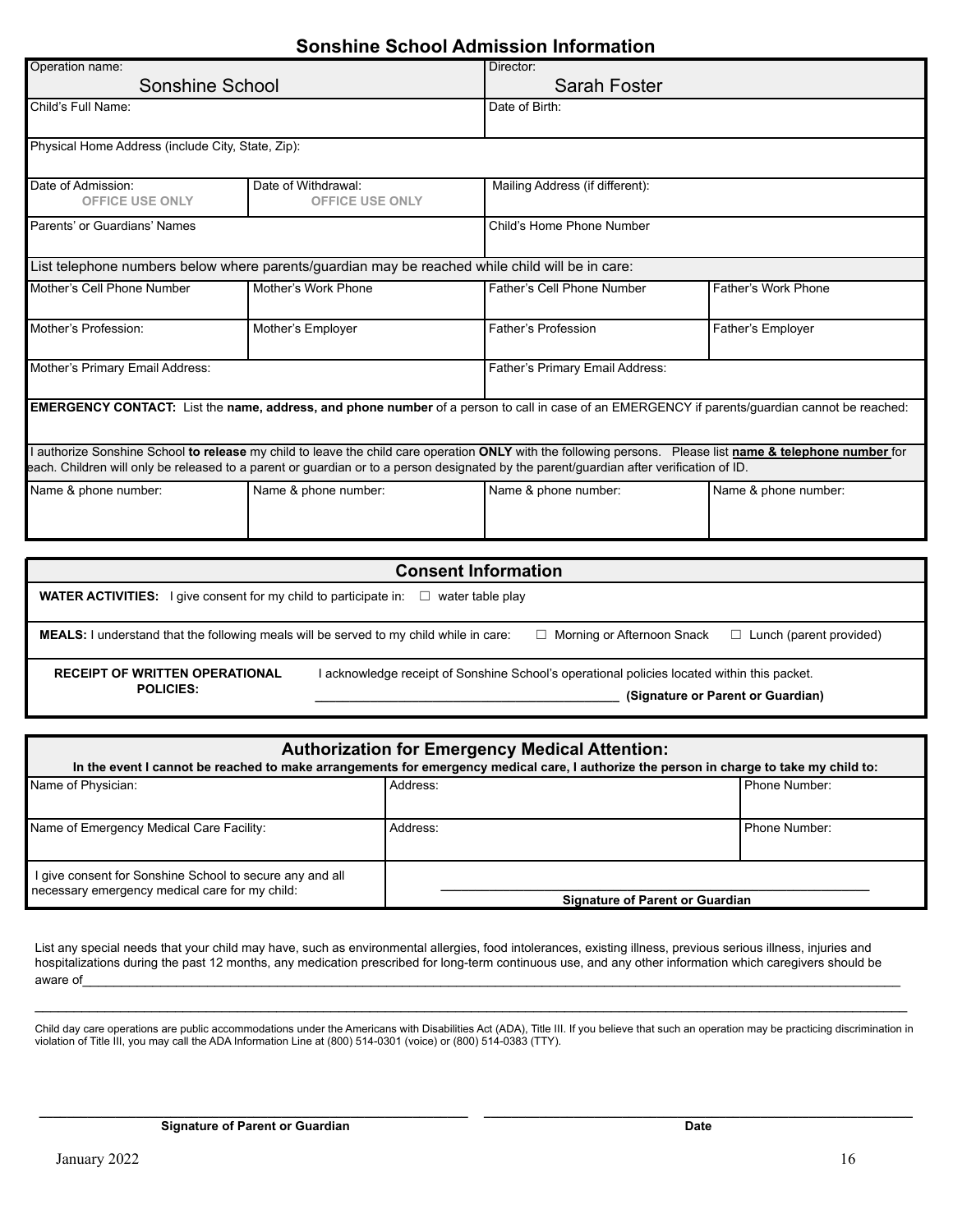## Sonshine School Admission Information

| Operation name: Sonshine School | | Director: Sarah Foster | |
|---|---|---|---|
| Child's Full Name: | | Date of Birth: | |
| Physical Home Address (include City, State, Zip): | | | |
| Date of Admission: OFFICE USE ONLY | Date of Withdrawal: OFFICE USE ONLY | Mailing Address (if different): | |
| Parents' or Guardians' Names | | Child's Home Phone Number | |
| List telephone numbers below where parents/guardian may be reached while child will be in care: | | | |
| Mother's Cell Phone Number | Mother's Work Phone | Father's Cell Phone Number | Father's Work Phone |
| Mother's Profession: | Mother's Employer | Father's Profession | Father's Employer |
| Mother's Primary Email Address: | | Father's Primary Email Address: | |
| **EMERGENCY CONTACT:** List the **name, address, and phone number** of a person to call in case of an EMERGENCY if parents/guardian cannot be reached: | | | |
| I authorize Sonshine School **to release** my child to leave the child care operation **ONLY** with the following persons. Please list **name & telephone number** for each. Children will only be released to a parent or guardian or to a person designated by the parent/guardian after verification of ID. | | | |
| Name & phone number: | Name & phone number: | Name & phone number: | Name & phone number: |

## Consent Information

**WATER ACTIVITIES:** I give consent for my child to participate in: ☐ water table play

**MEALS:** I understand that the following meals will be served to my child while in care: ☐ Morning or Afternoon Snack ☐ Lunch (parent provided)

**RECEIPT OF WRITTEN OPERATIONAL POLICIES:** I acknowledge receipt of Sonshine School's operational policies located within this packet.

_____________________________________________ **(Signature or Parent or Guardian)**

## Authorization for Emergency Medical Attention:

**In the event I cannot be reached to make arrangements for emergency medical care, I authorize the person in charge to take my child to:**

| Name of Physician: | Address: | Phone Number: |
|---|---|---|
| Name of Emergency Medical Care Facility: | Address: | Phone Number: |
| I give consent for Sonshine School to secure any and all necessary emergency medical care for my child: | _____________________________________________ **Signature of Parent or Guardian** | |

List any special needs that your child may have, such as environmental allergies, food intolerances, existing illness, previous serious illness, injuries and hospitalizations during the past 12 months, any medication prescribed for long-term continuous use, and any other information which caregivers should be aware of_____________________________________________________________________________________________________

_____________________________________________________________________________________________________

Child day care operations are public accommodations under the Americans with Disabilities Act (ADA), Title III. If you believe that such an operation may be practicing discrimination in violation of Title III, you may call the ADA Information Line at (800) 514-0301 (voice) or (800) 514-0383 (TTY).

_____________________________________________ _____________________________________________

**Signature of Parent or Guardian** **Date**

January 2022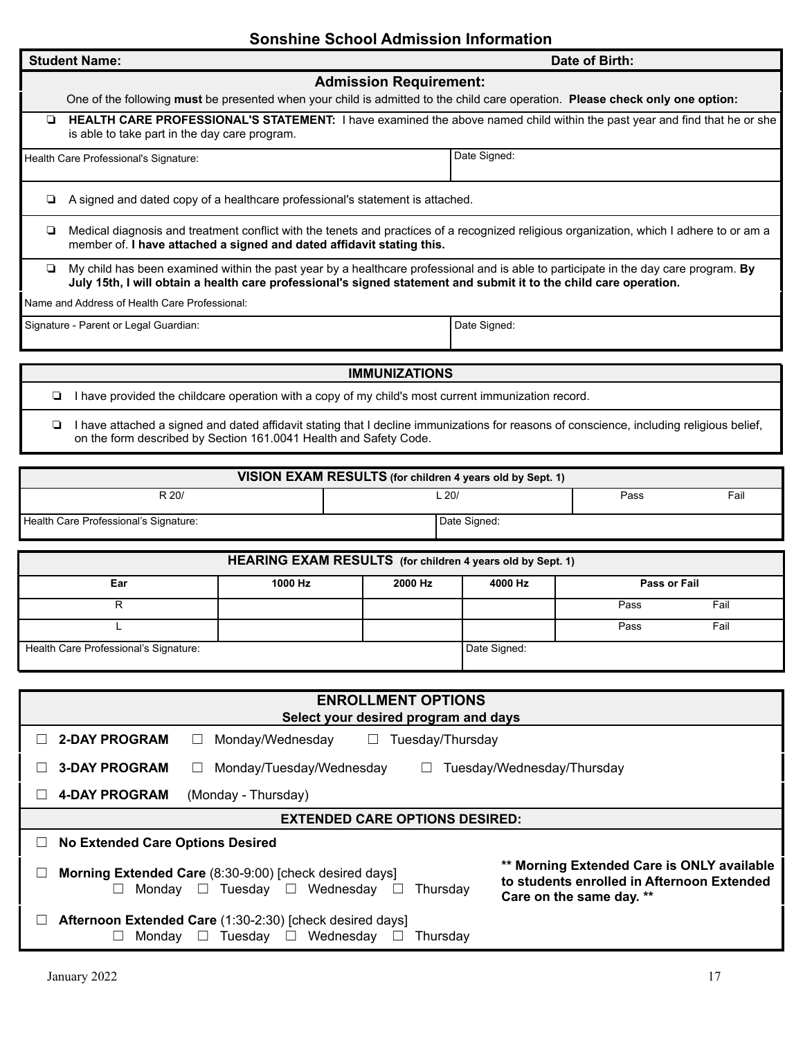# Sonshine School Admission Information

| **Student Name:** | **Date of Birth:** |
|---|---|

## Admission Requirement:

One of the following **must** be presented when your child is admitted to the child care operation. **Please check only one option:**

- ❏ **HEALTH CARE PROFESSIONAL'S STATEMENT:** I have examined the above named child within the past year and find that he or she is able to take part in the day care program.

| Health Care Professional's Signature: | Date Signed: |
|---|---|

- ❏ A signed and dated copy of a healthcare professional's statement is attached.
- ❏ Medical diagnosis and treatment conflict with the tenets and practices of a recognized religious organization, which I adhere to or am a member of. **I have attached a signed and dated affidavit stating this.**
- ❏ My child has been examined within the past year by a healthcare professional and is able to participate in the day care program. **By July 15th, I will obtain a health care professional's signed statement and submit it to the child care operation.**

Name and Address of Health Care Professional:

| Signature - Parent or Legal Guardian: | Date Signed: |
|---|---|

## IMMUNIZATIONS

- ❏ I have provided the childcare operation with a copy of my child's most current immunization record.
- ❏ I have attached a signed and dated affidavit stating that I decline immunizations for reasons of conscience, including religious belief, on the form described by Section 161.0041 Health and Safety Code.

## VISION EXAM RESULTS (for children 4 years old by Sept. 1)

| R 20/ | L 20/ | Pass | Fail |
|---|---|---|---|
| Health Care Professional's Signature: | Date Signed: | | |

## HEARING EXAM RESULTS (for children 4 years old by Sept. 1)

| Ear | 1000 Hz | 2000 Hz | 4000 Hz | Pass or Fail | |
|---|---|---|---|---|---|
| R | | | | Pass | Fail |
| L | | | | Pass | Fail |
| Health Care Professional's Signature: | | | Date Signed: | | |

## ENROLLMENT OPTIONS

**Select your desired program and days**

- ☐ **2-DAY PROGRAM** ☐ Monday/Wednesday ☐ Tuesday/Thursday
- ☐ **3-DAY PROGRAM** ☐ Monday/Tuesday/Wednesday ☐ Tuesday/Wednesday/Thursday
- ☐ **4-DAY PROGRAM** (Monday - Thursday)

### EXTENDED CARE OPTIONS DESIRED:

- ☐ **No Extended Care Options Desired**
- ☐ **Morning Extended Care** (8:30-9:00) [check desired days]
  ☐ Monday ☐ Tuesday ☐ Wednesday ☐ Thursday

  **\*\* Morning Extended Care is ONLY available to students enrolled in Afternoon Extended Care on the same day. \*\***
- ☐ **Afternoon Extended Care** (1:30-2:30) [check desired days]
  ☐ Monday ☐ Tuesday ☐ Wednesday ☐ Thursday

January 2022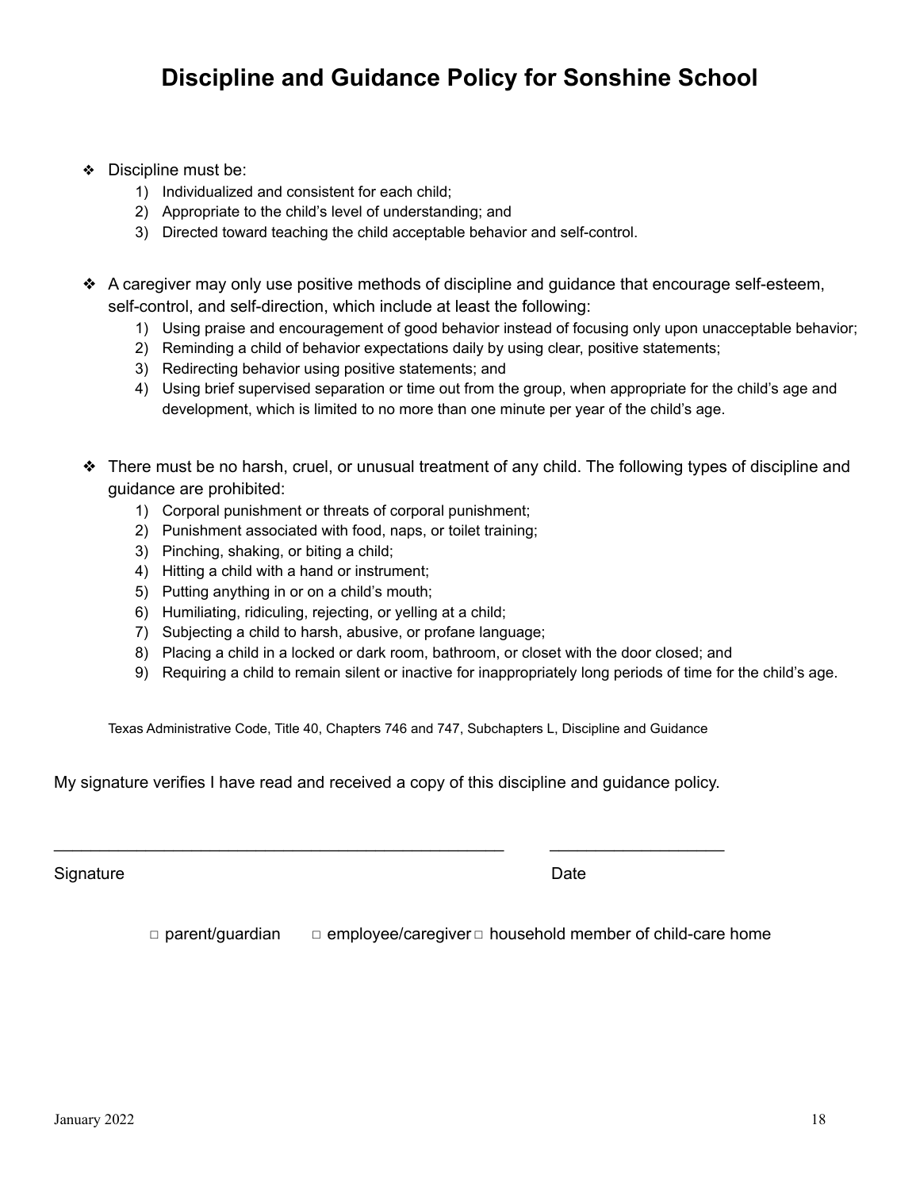# Discipline and Guidance Policy for Sonshine School

- Discipline must be:
  1) Individualized and consistent for each child;
  2) Appropriate to the child's level of understanding; and
  3) Directed toward teaching the child acceptable behavior and self-control.

- A caregiver may only use positive methods of discipline and guidance that encourage self-esteem, self-control, and self-direction, which include at least the following:
  1) Using praise and encouragement of good behavior instead of focusing only upon unacceptable behavior;
  2) Reminding a child of behavior expectations daily by using clear, positive statements;
  3) Redirecting behavior using positive statements; and
  4) Using brief supervised separation or time out from the group, when appropriate for the child's age and development, which is limited to no more than one minute per year of the child's age.

- There must be no harsh, cruel, or unusual treatment of any child. The following types of discipline and guidance are prohibited:
  1) Corporal punishment or threats of corporal punishment;
  2) Punishment associated with food, naps, or toilet training;
  3) Pinching, shaking, or biting a child;
  4) Hitting a child with a hand or instrument;
  5) Putting anything in or on a child's mouth;
  6) Humiliating, ridiculing, rejecting, or yelling at a child;
  7) Subjecting a child to harsh, abusive, or profane language;
  8) Placing a child in a locked or dark room, bathroom, or closet with the door closed; and
  9) Requiring a child to remain silent or inactive for inappropriately long periods of time for the child's age.

Texas Administrative Code, Title 40, Chapters 746 and 747, Subchapters L, Discipline and Guidance

My signature verifies I have read and received a copy of this discipline and guidance policy.

_______________________________________________ &nbsp;&nbsp;&nbsp; __________________

Signature &nbsp;&nbsp;&nbsp; Date

□ parent/guardian &nbsp;&nbsp; □ employee/caregiver □ household member of child-care home

January 2022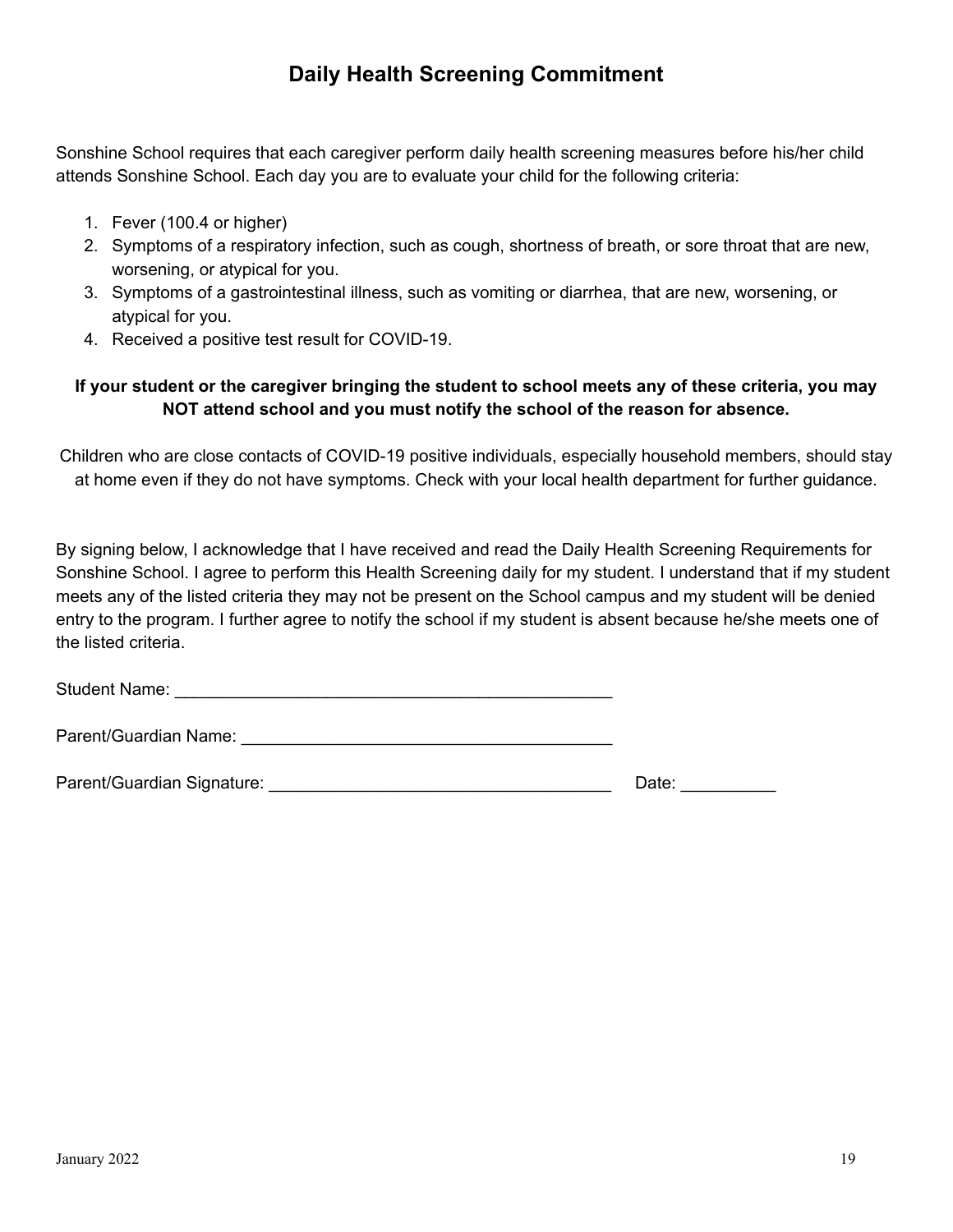# Daily Health Screening Commitment

Sonshine School requires that each caregiver perform daily health screening measures before his/her child attends Sonshine School. Each day you are to evaluate your child for the following criteria:

1. Fever (100.4 or higher)
2. Symptoms of a respiratory infection, such as cough, shortness of breath, or sore throat that are new, worsening, or atypical for you.
3. Symptoms of a gastrointestinal illness, such as vomiting or diarrhea, that are new, worsening, or atypical for you.
4. Received a positive test result for COVID-19.

**If your student or the caregiver bringing the student to school meets any of these criteria, you may NOT attend school and you must notify the school of the reason for absence.**

Children who are close contacts of COVID-19 positive individuals, especially household members, should stay at home even if they do not have symptoms. Check with your local health department for further guidance.

By signing below, I acknowledge that I have received and read the Daily Health Screening Requirements for Sonshine School. I agree to perform this Health Screening daily for my student. I understand that if my student meets any of the listed criteria they may not be present on the School campus and my student will be denied entry to the program. I further agree to notify the school if my student is absent because he/she meets one of the listed criteria.

Student Name: _______________________________________________

Parent/Guardian Name: ________________________________________

Parent/Guardian Signature: ____________________________________ Date: __________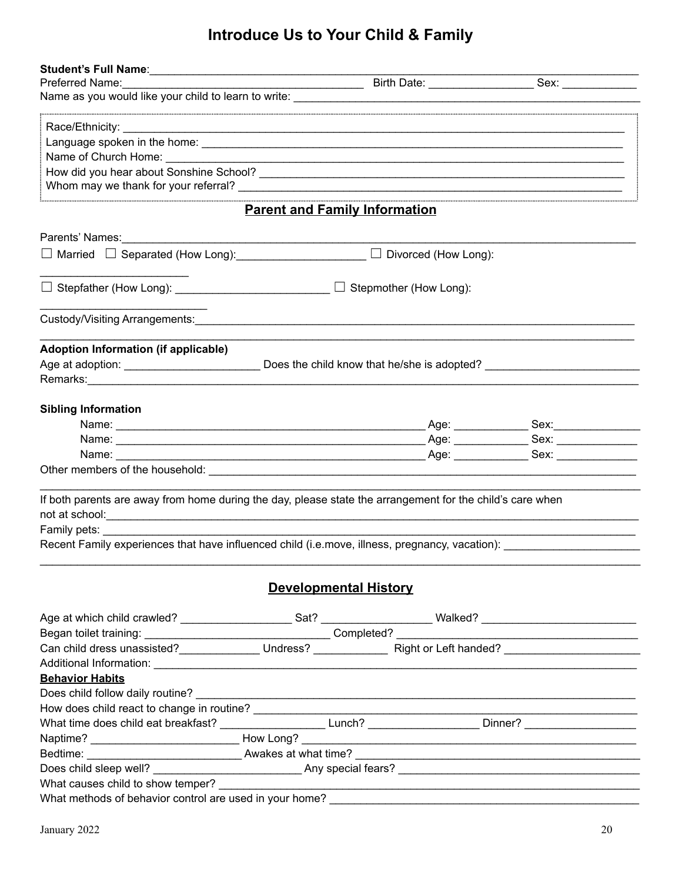# Introduce Us to Your Child & Family

**Student's Full Name**:______________________________________________________________________________

Preferred Name:_______________________________________ Birth Date: ________________ Sex: ____________

Name as you would like your child to learn to write: ________________________________________________________

Race/Ethnicity: ______________________________________________________________________________

Language spoken in the home: ___________________________________________________________________

Name of Church Home: ________________________________________________________________________

How did you hear about Sonshine School? __________________________________________________________

Whom may we thank for your referral? ______________________________________________________________

## Parent and Family Information

Parents' Names:_______________________________________________________________________________

☐ Married ☐ Separated (How Long):____________________ ☐ Divorced (How Long): ________________________

☐ Stepfather (How Long): ________________________ ☐ Stepmother (How Long): ___________________________

Custody/Visiting Arrangements:__________________________________________________________________

_____________________________________________________________________________________________

**Adoption Information (if applicable)**

Age at adoption: _____________________ Does the child know that he/she is adopted? ________________________

Remarks:_____________________________________________________________________________________

**Sibling Information**

Name: _______________________________________________ Age: ___________ Sex:_____________

Name: _______________________________________________ Age: ___________ Sex: ____________

Name: _______________________________________________ Age: ___________ Sex: ____________

Other members of the household: __________________________________________________________________

_____________________________________________________________________________________________

If both parents are away from home during the day, please state the arrangement for the child's care when not at school:___________________________________________________________________________________

Family pets: __________________________________________________________________________________

Recent Family experiences that have influenced child (i.e.move, illness, pregnancy, vacation): _____________________

_____________________________________________________________________________________________

## Developmental History

Age at which child crawled? _________________ Sat? _________________ Walked? ________________________

Began toilet training: _____________________________ Completed? ______________________________________

Can child dress unassisted?____________ Undress? ___________ Right or Left handed? ______________________

Additional Information: _________________________________________________________________________

**Behavior Habits**

Does child follow daily routine? ___________________________________________________________________

How does child react to change in routine? ___________________________________________________________

What time does child eat breakfast? ________________ Lunch? _________________ Dinner? _________________

Naptime? ________________________ How Long? ___________________________________________________

Bedtime: ________________________ Awakes at what time? ____________________________________________

Does child sleep well? _______________________ Any special fears? _______________________________________

What causes child to show temper? _________________________________________________________________

What methods of behavior control are used in your home? _______________________________________________

January 2022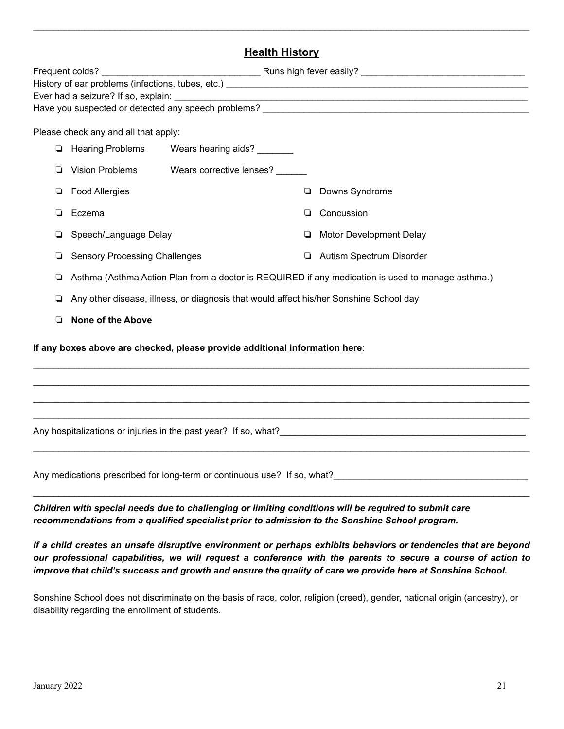## Health History

Frequent colds? ______________________________ Runs high fever easily? ______________________________

History of ear problems (infections, tubes, etc.) ____________________________________________________________

Ever had a seizure? If so, explain: ____________________________________________________________

Have you suspected or detected any speech problems? ____________________________________________________

Please check any and all that apply:

- ❏ Hearing Problems Wears hearing aids? _______
- ❏ Vision Problems Wears corrective lenses? ______
- ❏ Food Allergies
- ❏ Downs Syndrome
- ❏ Eczema
- ❏ Concussion
- ❏ Speech/Language Delay
- ❏ Motor Development Delay
- ❏ Sensory Processing Challenges
- ❏ Autism Spectrum Disorder
- ❏ Asthma (Asthma Action Plan from a doctor is REQUIRED if any medication is used to manage asthma.)
- ❏ Any other disease, illness, or diagnosis that would affect his/her Sonshine School day
- ❏ **None of the Above**

**If any boxes above are checked, please provide additional information here**:

____________________________________________________________________________________________

____________________________________________________________________________________________

____________________________________________________________________________________________

____________________________________________________________________________________________

Any hospitalizations or injuries in the past year? If so, what?_______________________________________________

____________________________________________________________________________________________

Any medications prescribed for long-term or continuous use? If so, what?____________________________________

____________________________________________________________________________________________

***Children with special needs due to challenging or limiting conditions will be required to submit care recommendations from a qualified specialist prior to admission to the Sonshine School program.***

***If a child creates an unsafe disruptive environment or perhaps exhibits behaviors or tendencies that are beyond our professional capabilities, we will request a conference with the parents to secure a course of action to improve that child's success and growth and ensure the quality of care we provide here at Sonshine School.***

Sonshine School does not discriminate on the basis of race, color, religion (creed), gender, national origin (ancestry), or disability regarding the enrollment of students.

January 2022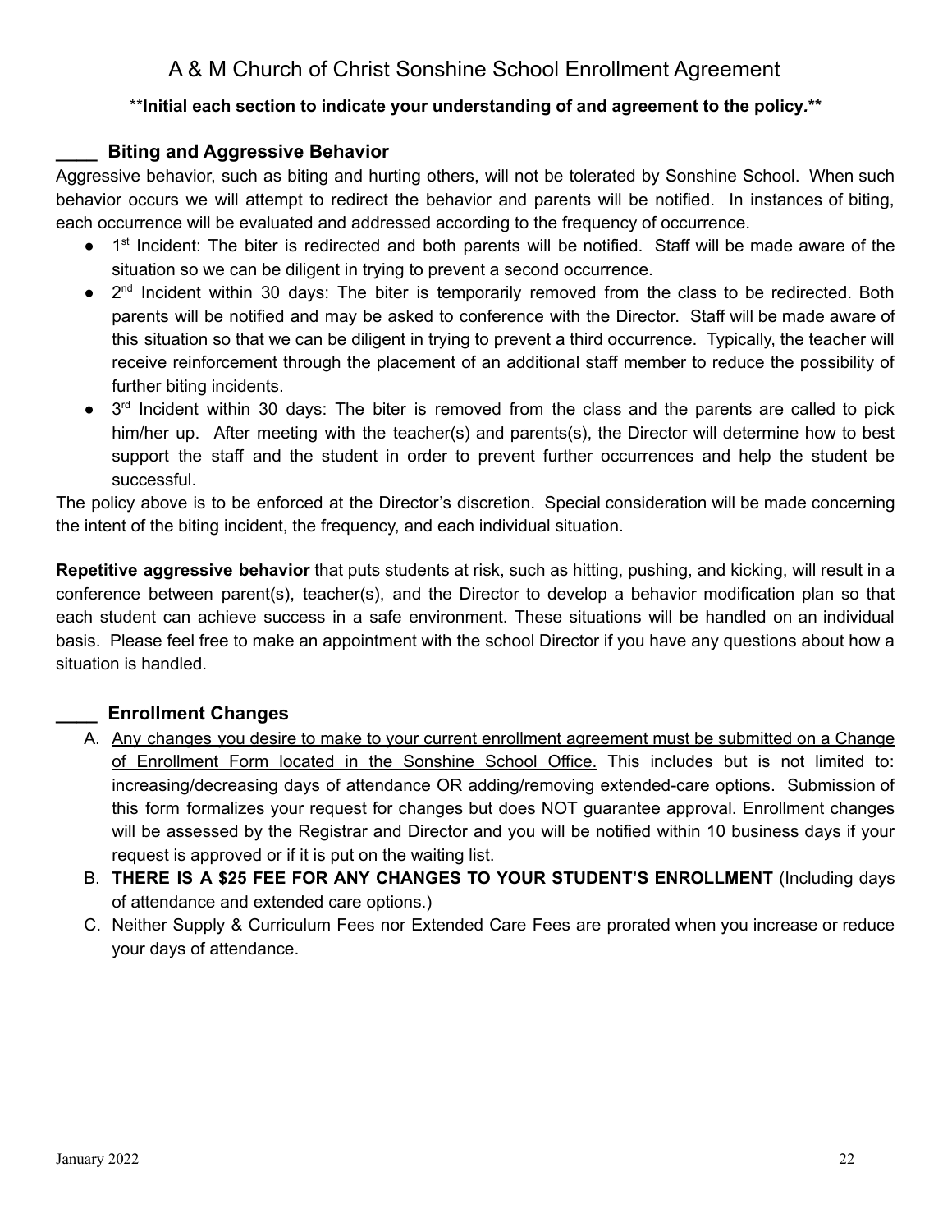# A & M Church of Christ Sonshine School Enrollment Agreement

****Initial each section to indicate your understanding of and agreement to the policy.****

## ____ Biting and Aggressive Behavior

Aggressive behavior, such as biting and hurting others, will not be tolerated by Sonshine School. When such behavior occurs we will attempt to redirect the behavior and parents will be notified. In instances of biting, each occurrence will be evaluated and addressed according to the frequency of occurrence.

- 1st Incident: The biter is redirected and both parents will be notified. Staff will be made aware of the situation so we can be diligent in trying to prevent a second occurrence.
- 2nd Incident within 30 days: The biter is temporarily removed from the class to be redirected. Both parents will be notified and may be asked to conference with the Director. Staff will be made aware of this situation so that we can be diligent in trying to prevent a third occurrence. Typically, the teacher will receive reinforcement through the placement of an additional staff member to reduce the possibility of further biting incidents.
- 3rd Incident within 30 days: The biter is removed from the class and the parents are called to pick him/her up. After meeting with the teacher(s) and parents(s), the Director will determine how to best support the staff and the student in order to prevent further occurrences and help the student be successful.

The policy above is to be enforced at the Director's discretion. Special consideration will be made concerning the intent of the biting incident, the frequency, and each individual situation.

**Repetitive aggressive behavior** that puts students at risk, such as hitting, pushing, and kicking, will result in a conference between parent(s), teacher(s), and the Director to develop a behavior modification plan so that each student can achieve success in a safe environment. These situations will be handled on an individual basis. Please feel free to make an appointment with the school Director if you have any questions about how a situation is handled.

## ____ Enrollment Changes

A. <u>Any changes you desire to make to your current enrollment agreement must be submitted on a Change of Enrollment Form located in the Sonshine School Office.</u> This includes but is not limited to: increasing/decreasing days of attendance OR adding/removing extended-care options. Submission of this form formalizes your request for changes but does NOT guarantee approval. Enrollment changes will be assessed by the Registrar and Director and you will be notified within 10 business days if your request is approved or if it is put on the waiting list.

B. **THERE IS A $25 FEE FOR ANY CHANGES TO YOUR STUDENT'S ENROLLMENT** (Including days of attendance and extended care options.)

C. Neither Supply & Curriculum Fees nor Extended Care Fees are prorated when you increase or reduce your days of attendance.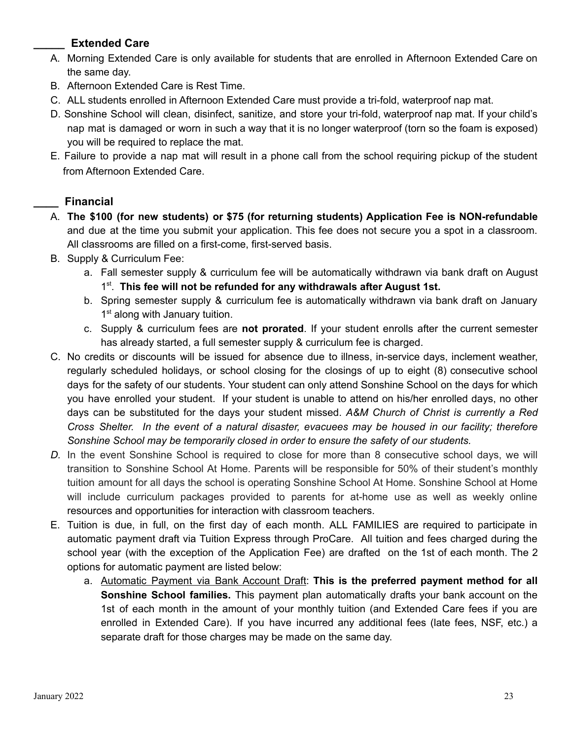## _____ Extended Care

A. Morning Extended Care is only available for students that are enrolled in Afternoon Extended Care on the same day.

B. Afternoon Extended Care is Rest Time.

C. ALL students enrolled in Afternoon Extended Care must provide a tri-fold, waterproof nap mat.

D. Sonshine School will clean, disinfect, sanitize, and store your tri-fold, waterproof nap mat. If your child's nap mat is damaged or worn in such a way that it is no longer waterproof (torn so the foam is exposed) you will be required to replace the mat.

E. Failure to provide a nap mat will result in a phone call from the school requiring pickup of the student from Afternoon Extended Care.

## ____ Financial

A. **The $100 (for new students) or $75 (for returning students) Application Fee is NON-refundable** and due at the time you submit your application. This fee does not secure you a spot in a classroom. All classrooms are filled on a first-come, first-served basis.

B. Supply & Curriculum Fee:
   a. Fall semester supply & curriculum fee will be automatically withdrawn via bank draft on August 1st. **This fee will not be refunded for any withdrawals after August 1st.**
   b. Spring semester supply & curriculum fee is automatically withdrawn via bank draft on January 1st along with January tuition.
   c. Supply & curriculum fees are **not prorated**. If your student enrolls after the current semester has already started, a full semester supply & curriculum fee is charged.

C. No credits or discounts will be issued for absence due to illness, in-service days, inclement weather, regularly scheduled holidays, or school closing for the closings of up to eight (8) consecutive school days for the safety of our students. Your student can only attend Sonshine School on the days for which you have enrolled your student. If your student is unable to attend on his/her enrolled days, no other days can be substituted for the days your student missed. *A&M Church of Christ is currently a Red Cross Shelter. In the event of a natural disaster, evacuees may be housed in our facility; therefore Sonshine School may be temporarily closed in order to ensure the safety of our students.*

*D.* In the event Sonshine School is required to close for more than 8 consecutive school days, we will transition to Sonshine School At Home. Parents will be responsible for 50% of their student's monthly tuition amount for all days the school is operating Sonshine School At Home. Sonshine School at Home will include curriculum packages provided to parents for at-home use as well as weekly online resources and opportunities for interaction with classroom teachers.

E. Tuition is due, in full, on the first day of each month. ALL FAMILIES are required to participate in automatic payment draft via Tuition Express through ProCare. All tuition and fees charged during the school year (with the exception of the Application Fee) are drafted on the 1st of each month. The 2 options for automatic payment are listed below:
   a. Automatic Payment via Bank Account Draft: **This is the preferred payment method for all Sonshine School families.** This payment plan automatically drafts your bank account on the 1st of each month in the amount of your monthly tuition (and Extended Care fees if you are enrolled in Extended Care). If you have incurred any additional fees (late fees, NSF, etc.) a separate draft for those charges may be made on the same day.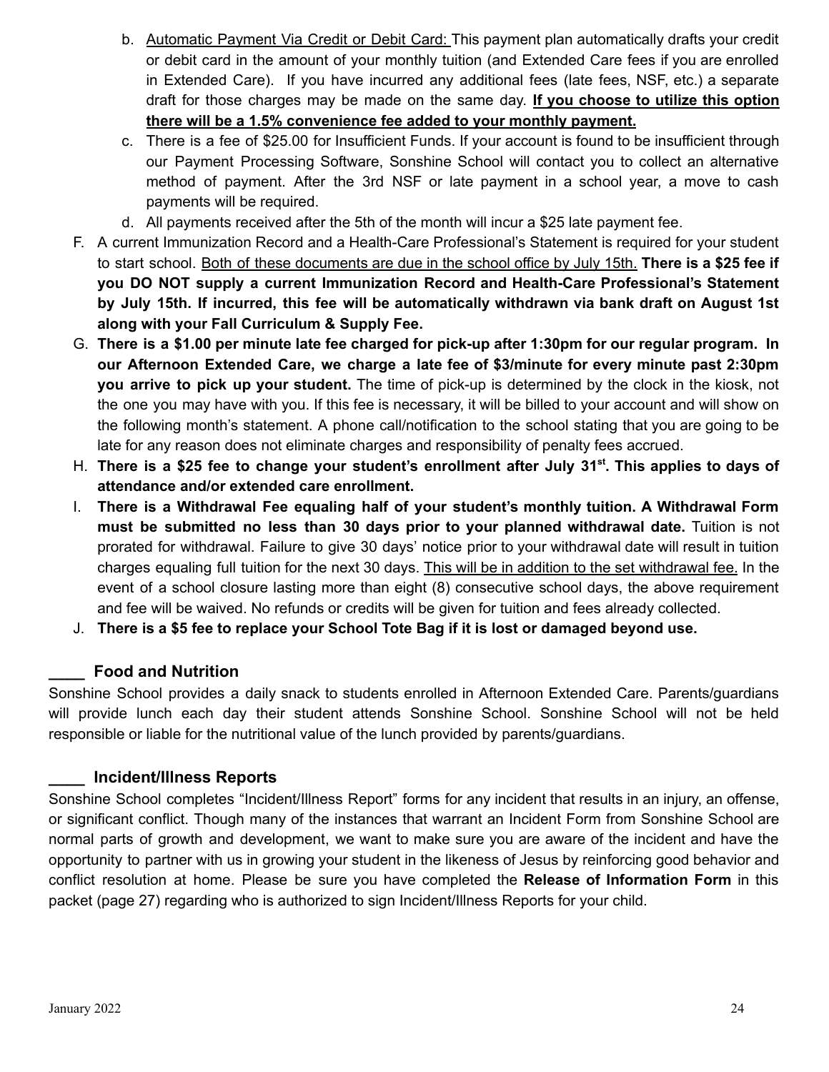b. Automatic Payment Via Credit or Debit Card: This payment plan automatically drafts your credit or debit card in the amount of your monthly tuition (and Extended Care fees if you are enrolled in Extended Care). If you have incurred any additional fees (late fees, NSF, etc.) a separate draft for those charges may be made on the same day. **If you choose to utilize this option there will be a 1.5% convenience fee added to your monthly payment.**

c. There is a fee of $25.00 for Insufficient Funds. If your account is found to be insufficient through our Payment Processing Software, Sonshine School will contact you to collect an alternative method of payment. After the 3rd NSF or late payment in a school year, a move to cash payments will be required.

d. All payments received after the 5th of the month will incur a $25 late payment fee.

F. A current Immunization Record and a Health-Care Professional's Statement is required for your student to start school. Both of these documents are due in the school office by July 15th. **There is a $25 fee if you DO NOT supply a current Immunization Record and Health-Care Professional's Statement by July 15th. If incurred, this fee will be automatically withdrawn via bank draft on August 1st along with your Fall Curriculum & Supply Fee.**

G. **There is a $1.00 per minute late fee charged for pick-up after 1:30pm for our regular program. In our Afternoon Extended Care, we charge a late fee of $3/minute for every minute past 2:30pm you arrive to pick up your student.** The time of pick-up is determined by the clock in the kiosk, not the one you may have with you. If this fee is necessary, it will be billed to your account and will show on the following month's statement. A phone call/notification to the school stating that you are going to be late for any reason does not eliminate charges and responsibility of penalty fees accrued.

H. **There is a $25 fee to change your student's enrollment after July 31st. This applies to days of attendance and/or extended care enrollment.**

I. **There is a Withdrawal Fee equaling half of your student's monthly tuition. A Withdrawal Form must be submitted no less than 30 days prior to your planned withdrawal date.** Tuition is not prorated for withdrawal. Failure to give 30 days' notice prior to your withdrawal date will result in tuition charges equaling full tuition for the next 30 days. This will be in addition to the set withdrawal fee. In the event of a school closure lasting more than eight (8) consecutive school days, the above requirement and fee will be waived. No refunds or credits will be given for tuition and fees already collected.

J. **There is a $5 fee to replace your School Tote Bag if it is lost or damaged beyond use.**

## ____ Food and Nutrition

Sonshine School provides a daily snack to students enrolled in Afternoon Extended Care. Parents/guardians will provide lunch each day their student attends Sonshine School. Sonshine School will not be held responsible or liable for the nutritional value of the lunch provided by parents/guardians.

## ____ Incident/Illness Reports

Sonshine School completes "Incident/Illness Report" forms for any incident that results in an injury, an offense, or significant conflict. Though many of the instances that warrant an Incident Form from Sonshine School are normal parts of growth and development, we want to make sure you are aware of the incident and have the opportunity to partner with us in growing your student in the likeness of Jesus by reinforcing good behavior and conflict resolution at home. Please be sure you have completed the **Release of Information Form** in this packet (page 27) regarding who is authorized to sign Incident/Illness Reports for your child.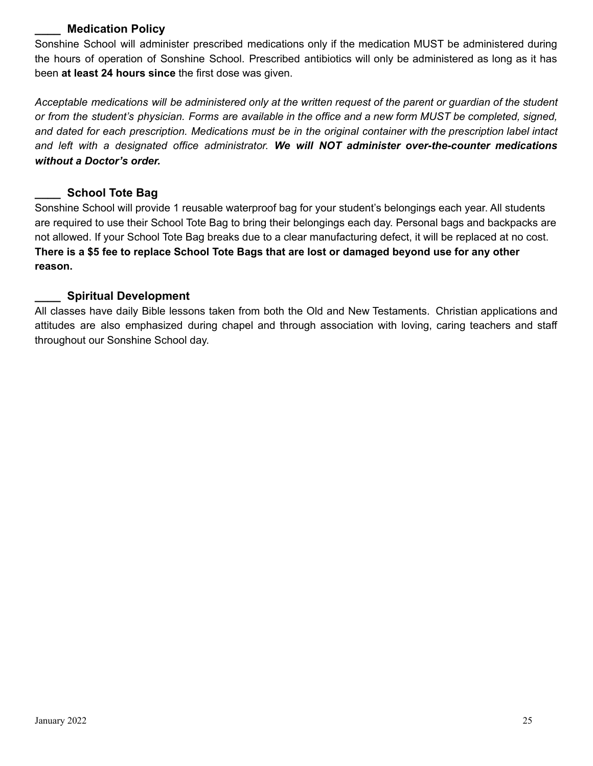## ____ Medication Policy

Sonshine School will administer prescribed medications only if the medication MUST be administered during the hours of operation of Sonshine School. Prescribed antibiotics will only be administered as long as it has been **at least 24 hours since** the first dose was given.

*Acceptable medications will be administered only at the written request of the parent or guardian of the student or from the student's physician. Forms are available in the office and a new form MUST be completed, signed, and dated for each prescription. Medications must be in the original container with the prescription label intact and left with a designated office administrator.* ***We will NOT administer over-the-counter medications without a Doctor's order.***

## ____ School Tote Bag

Sonshine School will provide 1 reusable waterproof bag for your student's belongings each year. All students are required to use their School Tote Bag to bring their belongings each day. Personal bags and backpacks are not allowed. If your School Tote Bag breaks due to a clear manufacturing defect, it will be replaced at no cost. **There is a $5 fee to replace School Tote Bags that are lost or damaged beyond use for any other reason.**

## ____ Spiritual Development

All classes have daily Bible lessons taken from both the Old and New Testaments. Christian applications and attitudes are also emphasized during chapel and through association with loving, caring teachers and staff throughout our Sonshine School day.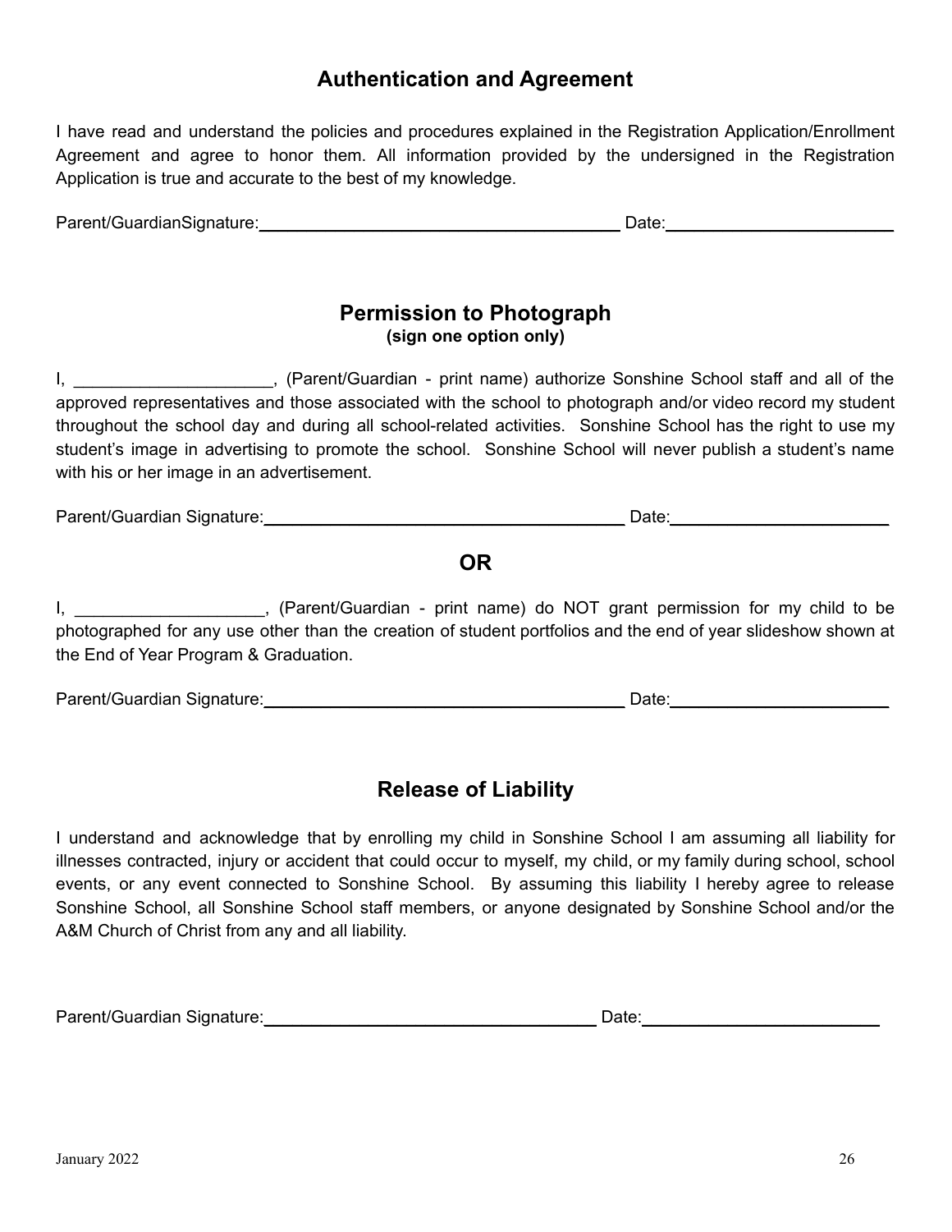## Authentication and Agreement

I have read and understand the policies and procedures explained in the Registration Application/Enrollment Agreement and agree to honor them. All information provided by the undersigned in the Registration Application is true and accurate to the best of my knowledge.

Parent/GuardianSignature:________________________________________ Date:________________________

## Permission to Photograph

**(sign one option only)**

I, ____________________, (Parent/Guardian - print name) authorize Sonshine School staff and all of the approved representatives and those associated with the school to photograph and/or video record my student throughout the school day and during all school-related activities. Sonshine School has the right to use my student's image in advertising to promote the school. Sonshine School will never publish a student's name with his or her image in an advertisement.

Parent/Guardian Signature:________________________________________ Date:________________________

**OR**

I, ___________________, (Parent/Guardian - print name) do NOT grant permission for my child to be photographed for any use other than the creation of student portfolios and the end of year slideshow shown at the End of Year Program & Graduation.

Parent/Guardian Signature:________________________________________ Date:________________________

## Release of Liability

I understand and acknowledge that by enrolling my child in Sonshine School I am assuming all liability for illnesses contracted, injury or accident that could occur to myself, my child, or my family during school, school events, or any event connected to Sonshine School. By assuming this liability I hereby agree to release Sonshine School, all Sonshine School staff members, or anyone designated by Sonshine School and/or the A&M Church of Christ from any and all liability.

Parent/Guardian Signature:____________________________________ Date:_________________________

January 2022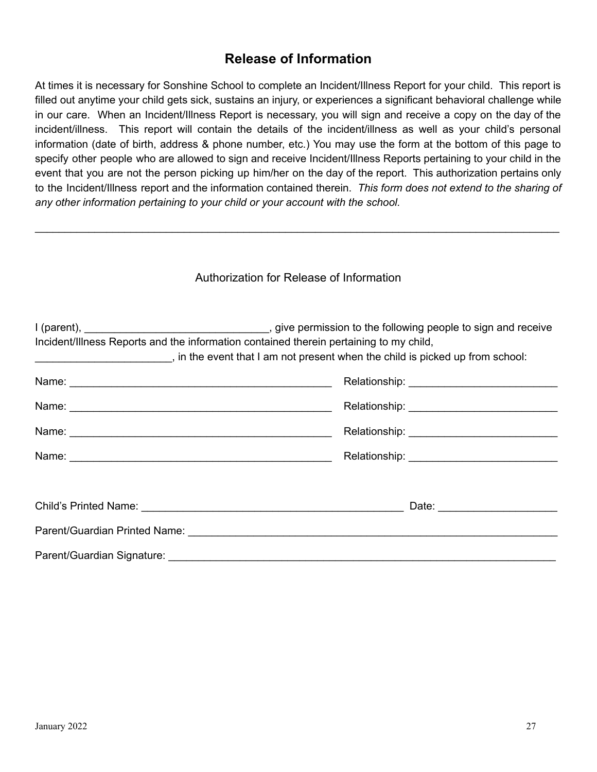# Release of Information

At times it is necessary for Sonshine School to complete an Incident/Illness Report for your child. This report is filled out anytime your child gets sick, sustains an injury, or experiences a significant behavioral challenge while in our care. When an Incident/Illness Report is necessary, you will sign and receive a copy on the day of the incident/illness. This report will contain the details of the incident/illness as well as your child's personal information (date of birth, address & phone number, etc.) You may use the form at the bottom of this page to specify other people who are allowed to sign and receive Incident/Illness Reports pertaining to your child in the event that you are not the person picking up him/her on the day of the report. This authorization pertains only to the Incident/Illness report and the information contained therein. *This form does not extend to the sharing of any other information pertaining to your child or your account with the school.*

---

Authorization for Release of Information

I (parent), ______________________________, give permission to the following people to sign and receive Incident/Illness Reports and the information contained therein pertaining to my child, ______________________, in the event that I am not present when the child is picked up from school:

Name: ____________________________________________ Relationship: ________________________

Name: ____________________________________________ Relationship: ________________________

Name: ____________________________________________ Relationship: ________________________

Name: ____________________________________________ Relationship: ________________________

Child's Printed Name: ____________________________________________ Date: ___________________

Parent/Guardian Printed Name: _______________________________________________________________

Parent/Guardian Signature: __________________________________________________________________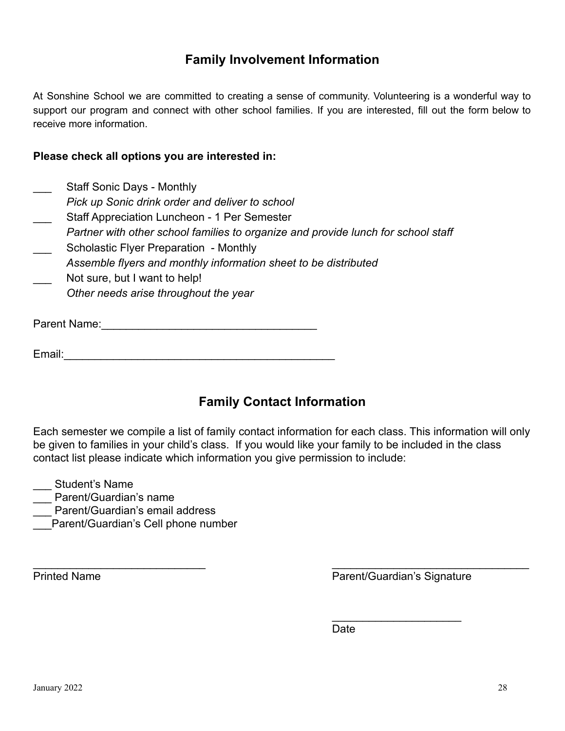## Family Involvement Information

At Sonshine School we are committed to creating a sense of community. Volunteering is a wonderful way to support our program and connect with other school families. If you are interested, fill out the form below to receive more information.

**Please check all options you are interested in:**

___ Staff Sonic Days - Monthly
*Pick up Sonic drink order and deliver to school*

___ Staff Appreciation Luncheon - 1 Per Semester
*Partner with other school families to organize and provide lunch for school staff*

___ Scholastic Flyer Preparation - Monthly
*Assemble flyers and monthly information sheet to be distributed*

___ Not sure, but I want to help!
*Other needs arise throughout the year*

Parent Name:___________________________________

Email:____________________________________________

## Family Contact Information

Each semester we compile a list of family contact information for each class. This information will only be given to families in your child's class. If you would like your family to be included in the class contact list please indicate which information you give permission to include:

___ Student's Name
___ Parent/Guardian's name
___ Parent/Guardian's email address
___Parent/Guardian's Cell phone number

____________________________ ________________________________
Printed Name Parent/Guardian's Signature

_____________________
Date

January 2022